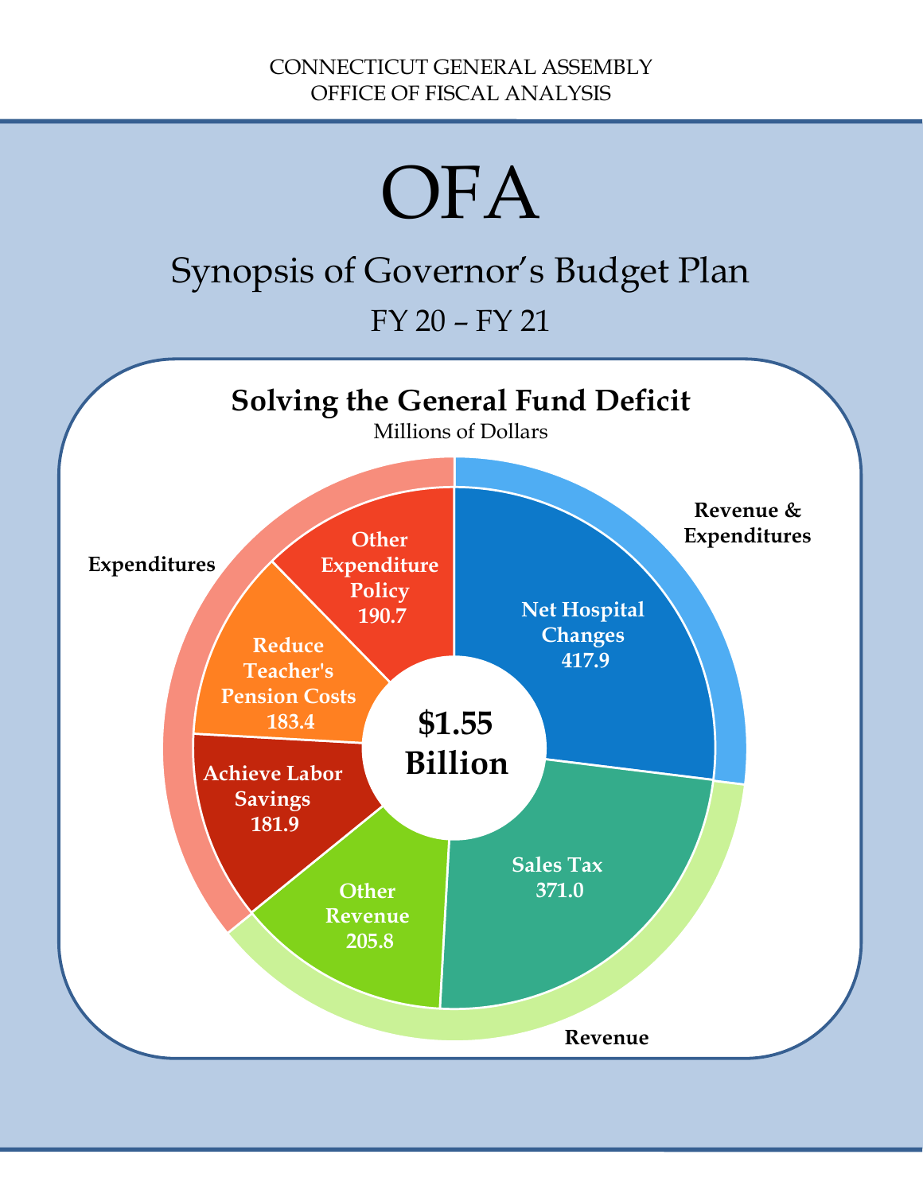CONNECTICUT GENERAL ASSEMBLY
OFFICE OF FISCAL ANALYSIS

# OFA

## Synopsis of Governor's Budget Plan

### FY 20 – FY 21

**Solving the General Fund Deficit**

Millions of Dollars

**$1.55 Billion**

**Revenue & Expenditures**
- Net Hospital Changes 417.9

**Revenue**
- Sales Tax 371.0
- Other Revenue 205.8

**Expenditures**
- Achieve Labor Savings 181.9
- Reduce Teacher's Pension Costs 183.4
- Other Expenditure Policy 190.7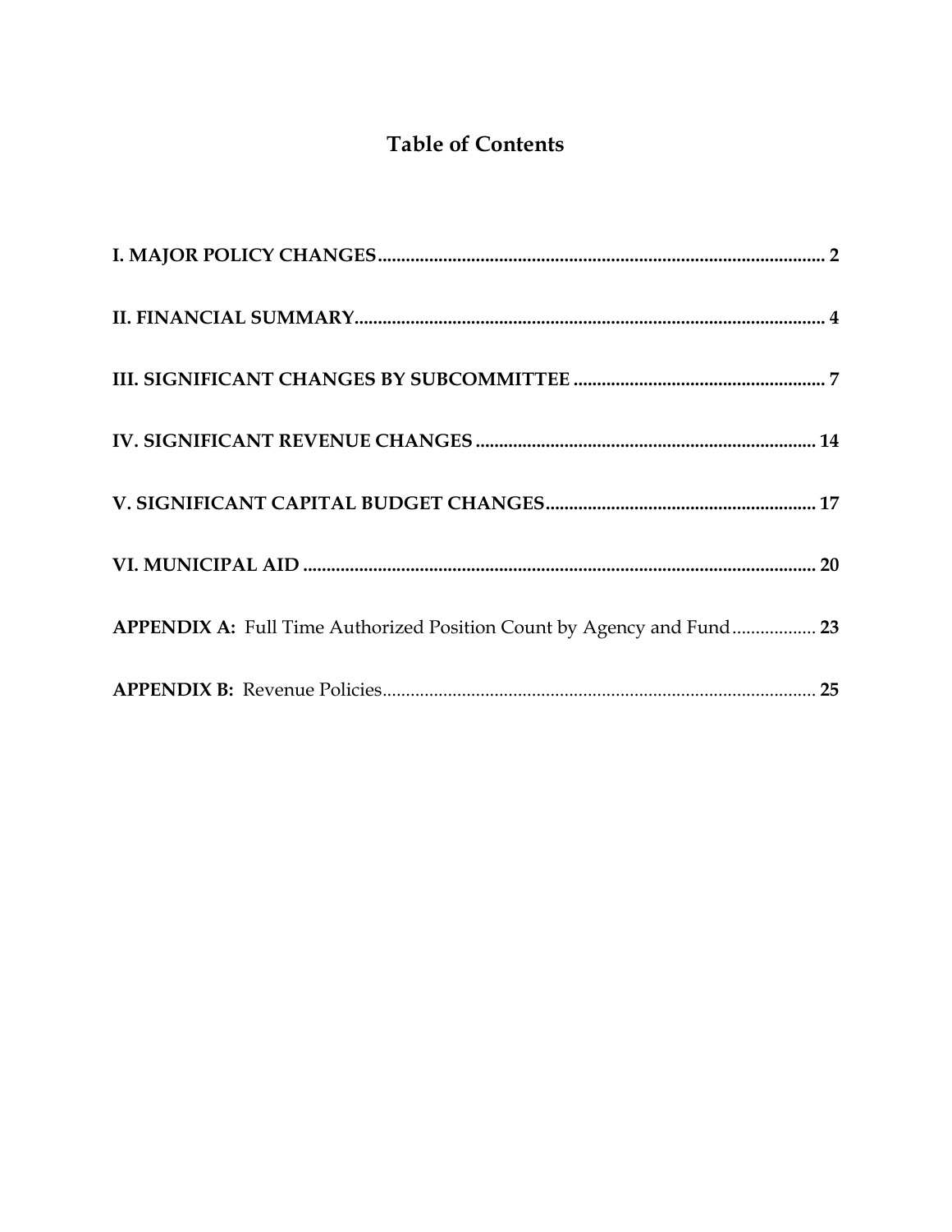# Table of Contents

**I. MAJOR POLICY CHANGES** ........................................................................................ **2**

**II. FINANCIAL SUMMARY** ............................................................................................ **4**

**III. SIGNIFICANT CHANGES BY SUBCOMMITTEE** ...................................................... **7**

**IV. SIGNIFICANT REVENUE CHANGES** ........................................................................ **14**

**V. SIGNIFICANT CAPITAL BUDGET CHANGES** .......................................................... **17**

**VI. MUNICIPAL AID** ........................................................................................................ **20**

**APPENDIX A:** Full Time Authorized Position Count by Agency and Fund .................. **23**

**APPENDIX B:** Revenue Policies ........................................................................................ **25**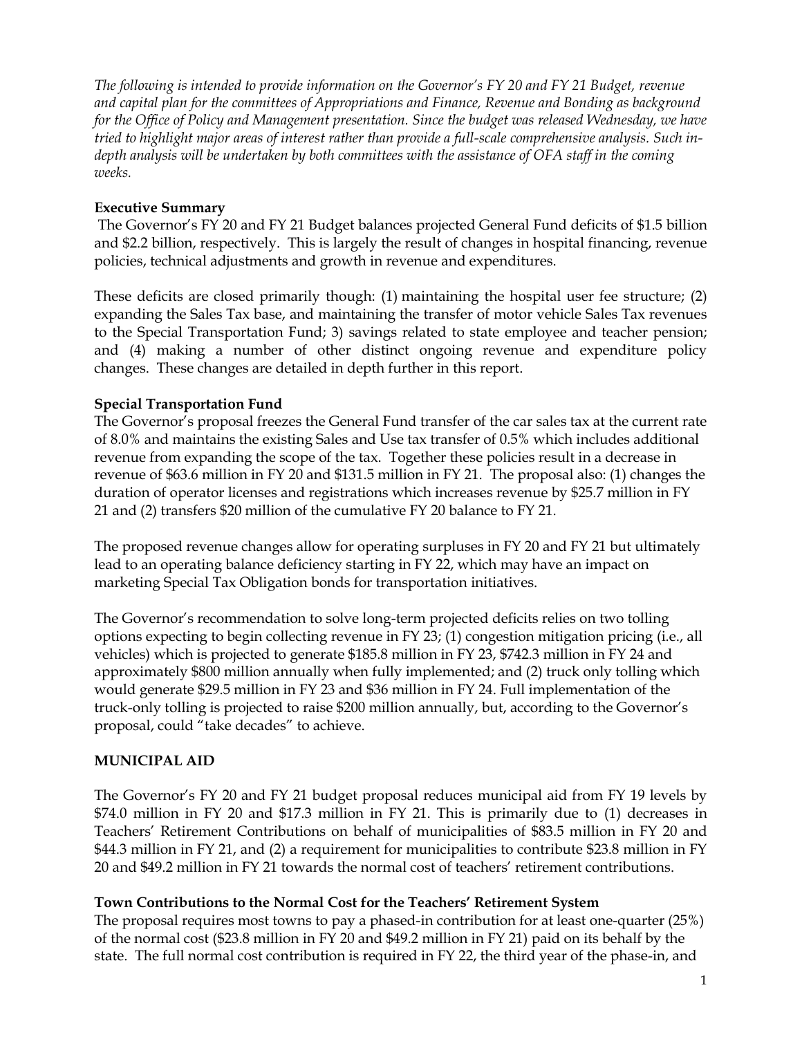*The following is intended to provide information on the Governor's FY 20 and FY 21 Budget, revenue and capital plan for the committees of Appropriations and Finance, Revenue and Bonding as background for the Office of Policy and Management presentation. Since the budget was released Wednesday, we have tried to highlight major areas of interest rather than provide a full-scale comprehensive analysis. Such in-depth analysis will be undertaken by both committees with the assistance of OFA staff in the coming weeks.*

**Executive Summary**

The Governor's FY 20 and FY 21 Budget balances projected General Fund deficits of $1.5 billion and $2.2 billion, respectively. This is largely the result of changes in hospital financing, revenue policies, technical adjustments and growth in revenue and expenditures.

These deficits are closed primarily though: (1) maintaining the hospital user fee structure; (2) expanding the Sales Tax base, and maintaining the transfer of motor vehicle Sales Tax revenues to the Special Transportation Fund; 3) savings related to state employee and teacher pension; and (4) making a number of other distinct ongoing revenue and expenditure policy changes. These changes are detailed in depth further in this report.

**Special Transportation Fund**

The Governor's proposal freezes the General Fund transfer of the car sales tax at the current rate of 8.0% and maintains the existing Sales and Use tax transfer of 0.5% which includes additional revenue from expanding the scope of the tax. Together these policies result in a decrease in revenue of $63.6 million in FY 20 and $131.5 million in FY 21. The proposal also: (1) changes the duration of operator licenses and registrations which increases revenue by $25.7 million in FY 21 and (2) transfers $20 million of the cumulative FY 20 balance to FY 21.

The proposed revenue changes allow for operating surpluses in FY 20 and FY 21 but ultimately lead to an operating balance deficiency starting in FY 22, which may have an impact on marketing Special Tax Obligation bonds for transportation initiatives.

The Governor's recommendation to solve long-term projected deficits relies on two tolling options expecting to begin collecting revenue in FY 23; (1) congestion mitigation pricing (i.e., all vehicles) which is projected to generate $185.8 million in FY 23, $742.3 million in FY 24 and approximately $800 million annually when fully implemented; and (2) truck only tolling which would generate $29.5 million in FY 23 and $36 million in FY 24. Full implementation of the truck-only tolling is projected to raise $200 million annually, but, according to the Governor's proposal, could "take decades" to achieve.

**MUNICIPAL AID**

The Governor's FY 20 and FY 21 budget proposal reduces municipal aid from FY 19 levels by $74.0 million in FY 20 and $17.3 million in FY 21. This is primarily due to (1) decreases in Teachers' Retirement Contributions on behalf of municipalities of $83.5 million in FY 20 and $44.3 million in FY 21, and (2) a requirement for municipalities to contribute $23.8 million in FY 20 and $49.2 million in FY 21 towards the normal cost of teachers' retirement contributions.

**Town Contributions to the Normal Cost for the Teachers' Retirement System**

The proposal requires most towns to pay a phased-in contribution for at least one-quarter (25%) of the normal cost ($23.8 million in FY 20 and $49.2 million in FY 21) paid on its behalf by the state. The full normal cost contribution is required in FY 22, the third year of the phase-in, and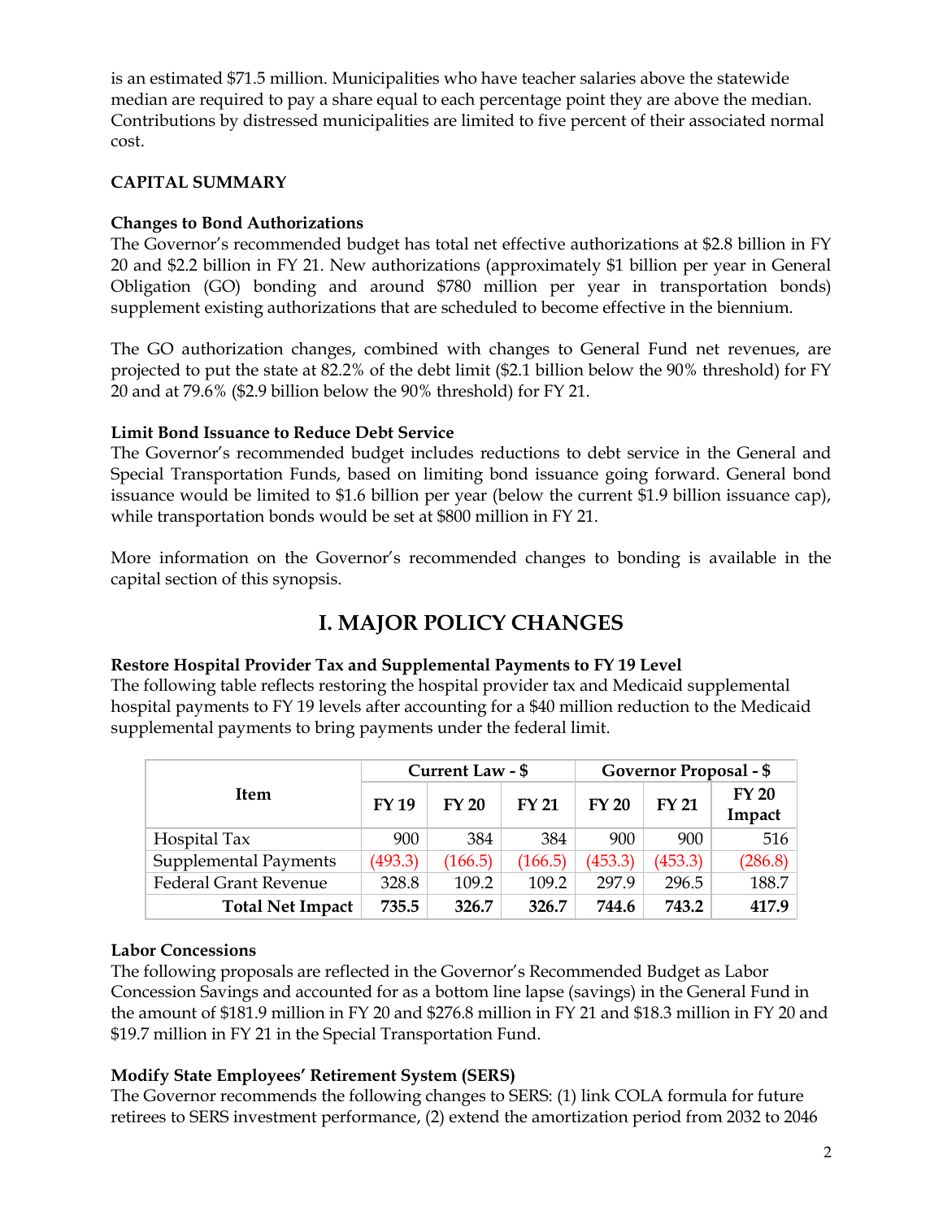is an estimated $71.5 million. Municipalities who have teacher salaries above the statewide median are required to pay a share equal to each percentage point they are above the median. Contributions by distressed municipalities are limited to five percent of their associated normal cost.

**CAPITAL SUMMARY**

**Changes to Bond Authorizations**

The Governor's recommended budget has total net effective authorizations at $2.8 billion in FY 20 and $2.2 billion in FY 21. New authorizations (approximately $1 billion per year in General Obligation (GO) bonding and around $780 million per year in transportation bonds) supplement existing authorizations that are scheduled to become effective in the biennium.

The GO authorization changes, combined with changes to General Fund net revenues, are projected to put the state at 82.2% of the debt limit ($2.1 billion below the 90% threshold) for FY 20 and at 79.6% ($2.9 billion below the 90% threshold) for FY 21.

**Limit Bond Issuance to Reduce Debt Service**

The Governor's recommended budget includes reductions to debt service in the General and Special Transportation Funds, based on limiting bond issuance going forward. General bond issuance would be limited to $1.6 billion per year (below the current $1.9 billion issuance cap), while transportation bonds would be set at $800 million in FY 21.

More information on the Governor's recommended changes to bonding is available in the capital section of this synopsis.

# I. MAJOR POLICY CHANGES

**Restore Hospital Provider Tax and Supplemental Payments to FY 19 Level**

The following table reflects restoring the hospital provider tax and Medicaid supplemental hospital payments to FY 19 levels after accounting for a $40 million reduction to the Medicaid supplemental payments to bring payments under the federal limit.

| Item | Current Law - $ | | | Governor Proposal - $ | | |
|---|---|---|---|---|---|---|
| | FY 19 | FY 20 | FY 21 | FY 20 | FY 21 | FY 20 Impact |
| Hospital Tax | 900 | 384 | 384 | 900 | 900 | 516 |
| Supplemental Payments | (493.3) | (166.5) | (166.5) | (453.3) | (453.3) | (286.8) |
| Federal Grant Revenue | 328.8 | 109.2 | 109.2 | 297.9 | 296.5 | 188.7 |
| **Total Net Impact** | **735.5** | **326.7** | **326.7** | **744.6** | **743.2** | **417.9** |

**Labor Concessions**

The following proposals are reflected in the Governor's Recommended Budget as Labor Concession Savings and accounted for as a bottom line lapse (savings) in the General Fund in the amount of $181.9 million in FY 20 and $276.8 million in FY 21 and $18.3 million in FY 20 and $19.7 million in FY 21 in the Special Transportation Fund.

**Modify State Employees' Retirement System (SERS)**

The Governor recommends the following changes to SERS: (1) link COLA formula for future retirees to SERS investment performance, (2) extend the amortization period from 2032 to 2046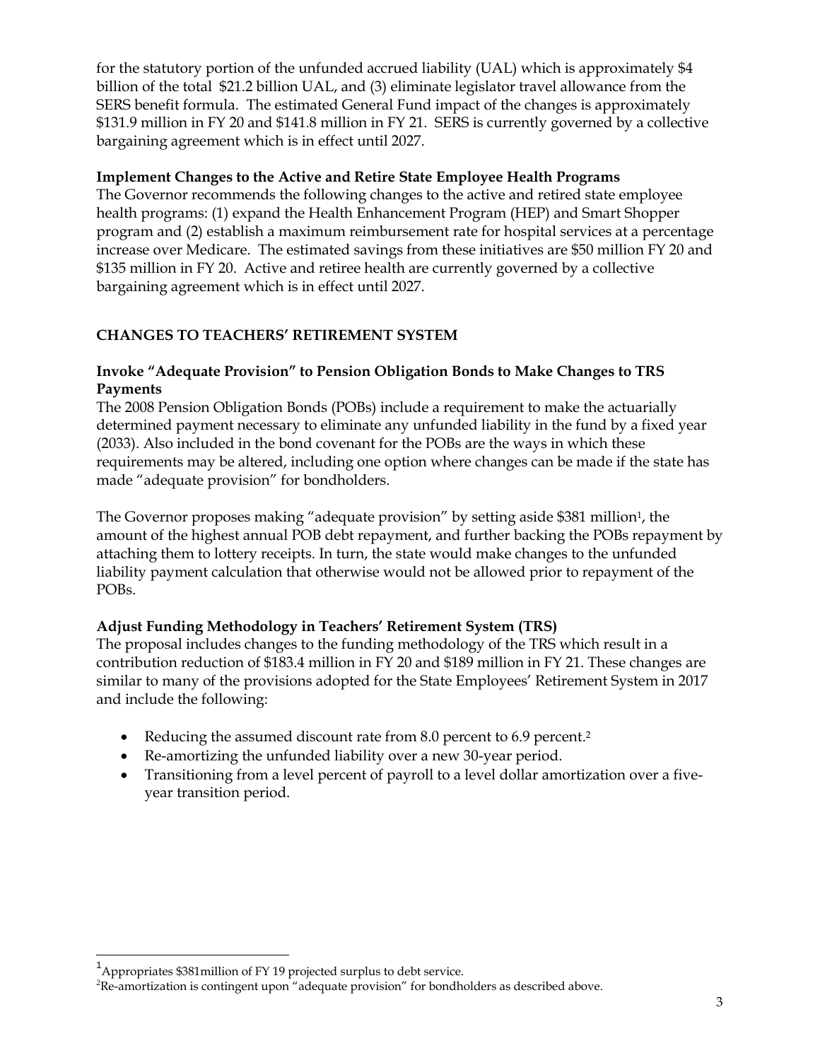for the statutory portion of the unfunded accrued liability (UAL) which is approximately $4 billion of the total  $21.2 billion UAL, and (3) eliminate legislator travel allowance from the SERS benefit formula.  The estimated General Fund impact of the changes is approximately $131.9 million in FY 20 and $141.8 million in FY 21.  SERS is currently governed by a collective bargaining agreement which is in effect until 2027.

**Implement Changes to the Active and Retire State Employee Health Programs**

The Governor recommends the following changes to the active and retired state employee health programs: (1) expand the Health Enhancement Program (HEP) and Smart Shopper program and (2) establish a maximum reimbursement rate for hospital services at a percentage increase over Medicare.  The estimated savings from these initiatives are $50 million FY 20 and $135 million in FY 20.  Active and retiree health are currently governed by a collective bargaining agreement which is in effect until 2027.

## CHANGES TO TEACHERS' RETIREMENT SYSTEM

**Invoke "Adequate Provision" to Pension Obligation Bonds to Make Changes to TRS Payments**

The 2008 Pension Obligation Bonds (POBs) include a requirement to make the actuarially determined payment necessary to eliminate any unfunded liability in the fund by a fixed year (2033). Also included in the bond covenant for the POBs are the ways in which these requirements may be altered, including one option where changes can be made if the state has made "adequate provision" for bondholders.

The Governor proposes making "adequate provision" by setting aside $381 million[1], the amount of the highest annual POB debt repayment, and further backing the POBs repayment by attaching them to lottery receipts. In turn, the state would make changes to the unfunded liability payment calculation that otherwise would not be allowed prior to repayment of the POBs.

**Adjust Funding Methodology in Teachers' Retirement System (TRS)**

The proposal includes changes to the funding methodology of the TRS which result in a contribution reduction of $183.4 million in FY 20 and $189 million in FY 21. These changes are similar to many of the provisions adopted for the State Employees' Retirement System in 2017 and include the following:

- Reducing the assumed discount rate from 8.0 percent to 6.9 percent.[2]
- Re-amortizing the unfunded liability over a new 30-year period.
- Transitioning from a level percent of payroll to a level dollar amortization over a five-year transition period.

[1] Appropriates $381million of FY 19 projected surplus to debt service.

[2] Re-amortization is contingent upon "adequate provision" for bondholders as described above.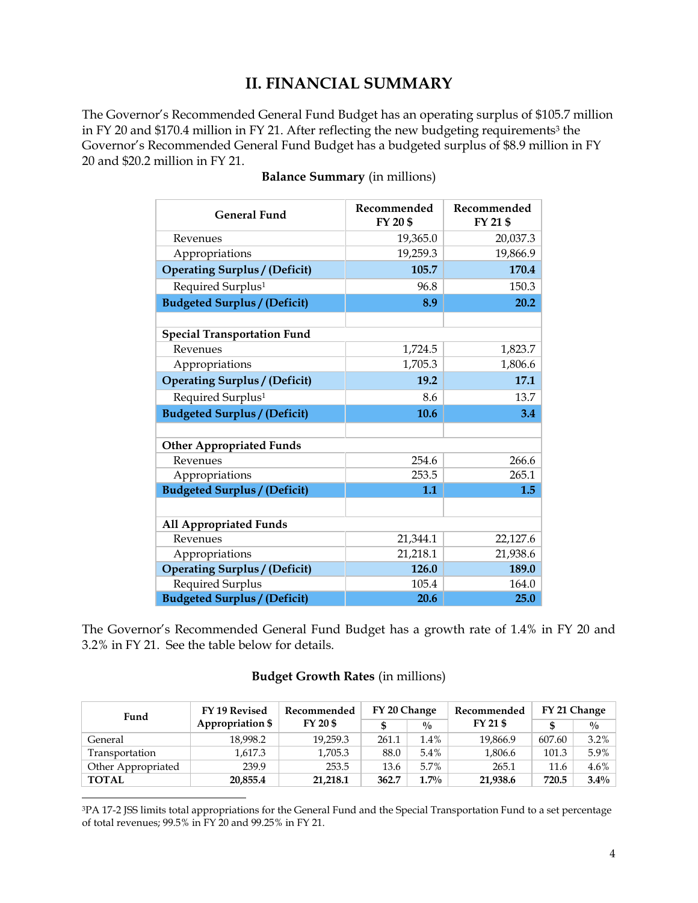## II. FINANCIAL SUMMARY

The Governor's Recommended General Fund Budget has an operating surplus of $105.7 million in FY 20 and $170.4 million in FY 21. After reflecting the new budgeting requirements[3] the Governor's Recommended General Fund Budget has a budgeted surplus of $8.9 million in FY 20 and $20.2 million in FY 21.

**Balance Summary** (in millions)

| General Fund | Recommended FY 20 $ | Recommended FY 21 $ |
|---|---|---|
| Revenues | 19,365.0 | 20,037.3 |
| Appropriations | 19,259.3 | 19,866.9 |
| **Operating Surplus / (Deficit)** | **105.7** | **170.4** |
| Required Surplus[1] | 96.8 | 150.3 |
| **Budgeted Surplus / (Deficit)** | **8.9** | **20.2** |
| | | |
| **Special Transportation Fund** | | |
| Revenues | 1,724.5 | 1,823.7 |
| Appropriations | 1,705.3 | 1,806.6 |
| **Operating Surplus / (Deficit)** | **19.2** | **17.1** |
| Required Surplus[1] | 8.6 | 13.7 |
| **Budgeted Surplus / (Deficit)** | **10.6** | **3.4** |
| | | |
| **Other Appropriated Funds** | | |
| Revenues | 254.6 | 266.6 |
| Appropriations | 253.5 | 265.1 |
| **Budgeted Surplus / (Deficit)** | **1.1** | **1.5** |
| | | |
| **All Appropriated Funds** | | |
| Revenues | 21,344.1 | 22,127.6 |
| Appropriations | 21,218.1 | 21,938.6 |
| **Operating Surplus / (Deficit)** | **126.0** | **189.0** |
| Required Surplus | 105.4 | 164.0 |
| **Budgeted Surplus / (Deficit)** | **20.6** | **25.0** |

The Governor's Recommended General Fund Budget has a growth rate of 1.4% in FY 20 and 3.2% in FY 21. See the table below for details.

**Budget Growth Rates** (in millions)

| Fund | FY 19 Revised Appropriation $ | Recommended FY 20 $ | FY 20 Change | | Recommended FY 21 $ | FY 21 Change | |
|---|---|---|---|---|---|---|---|
| | | | $ | % | | $ | % |
| General | 18,998.2 | 19,259.3 | 261.1 | 1.4% | 19,866.9 | 607.60 | 3.2% |
| Transportation | 1,617.3 | 1,705.3 | 88.0 | 5.4% | 1,806.6 | 101.3 | 5.9% |
| Other Appropriated | 239.9 | 253.5 | 13.6 | 5.7% | 265.1 | 11.6 | 4.6% |
| **TOTAL** | **20,855.4** | **21,218.1** | **362.7** | **1.7%** | **21,938.6** | **720.5** | **3.4%** |

[3]PA 17-2 JSS limits total appropriations for the General Fund and the Special Transportation Fund to a set percentage of total revenues; 99.5% in FY 20 and 99.25% in FY 21.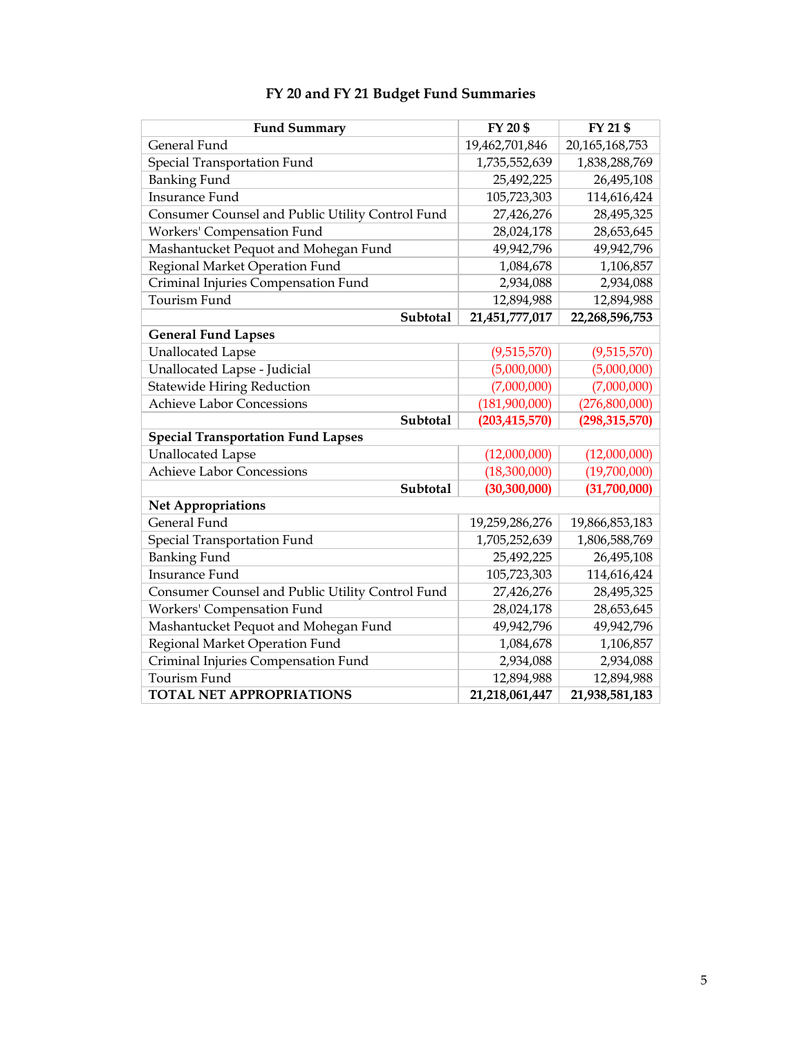## FY 20 and FY 21 Budget Fund Summaries

| Fund Summary | FY 20 $ | FY 21 $ |
|---|---|---|
| General Fund | 19,462,701,846 | 20,165,168,753 |
| Special Transportation Fund | 1,735,552,639 | 1,838,288,769 |
| Banking Fund | 25,492,225 | 26,495,108 |
| Insurance Fund | 105,723,303 | 114,616,424 |
| Consumer Counsel and Public Utility Control Fund | 27,426,276 | 28,495,325 |
| Workers' Compensation Fund | 28,024,178 | 28,653,645 |
| Mashantucket Pequot and Mohegan Fund | 49,942,796 | 49,942,796 |
| Regional Market Operation Fund | 1,084,678 | 1,106,857 |
| Criminal Injuries Compensation Fund | 2,934,088 | 2,934,088 |
| Tourism Fund | 12,894,988 | 12,894,988 |
| **Subtotal** | **21,451,777,017** | **22,268,596,753** |
| **General Fund Lapses** | | |
| Unallocated Lapse | (9,515,570) | (9,515,570) |
| Unallocated Lapse - Judicial | (5,000,000) | (5,000,000) |
| Statewide Hiring Reduction | (7,000,000) | (7,000,000) |
| Achieve Labor Concessions | (181,900,000) | (276,800,000) |
| **Subtotal** | **(203,415,570)** | **(298,315,570)** |
| **Special Transportation Fund Lapses** | | |
| Unallocated Lapse | (12,000,000) | (12,000,000) |
| Achieve Labor Concessions | (18,300,000) | (19,700,000) |
| **Subtotal** | **(30,300,000)** | **(31,700,000)** |
| **Net Appropriations** | | |
| General Fund | 19,259,286,276 | 19,866,853,183 |
| Special Transportation Fund | 1,705,252,639 | 1,806,588,769 |
| Banking Fund | 25,492,225 | 26,495,108 |
| Insurance Fund | 105,723,303 | 114,616,424 |
| Consumer Counsel and Public Utility Control Fund | 27,426,276 | 28,495,325 |
| Workers' Compensation Fund | 28,024,178 | 28,653,645 |
| Mashantucket Pequot and Mohegan Fund | 49,942,796 | 49,942,796 |
| Regional Market Operation Fund | 1,084,678 | 1,106,857 |
| Criminal Injuries Compensation Fund | 2,934,088 | 2,934,088 |
| Tourism Fund | 12,894,988 | 12,894,988 |
| **TOTAL NET APPROPRIATIONS** | **21,218,061,447** | **21,938,581,183** |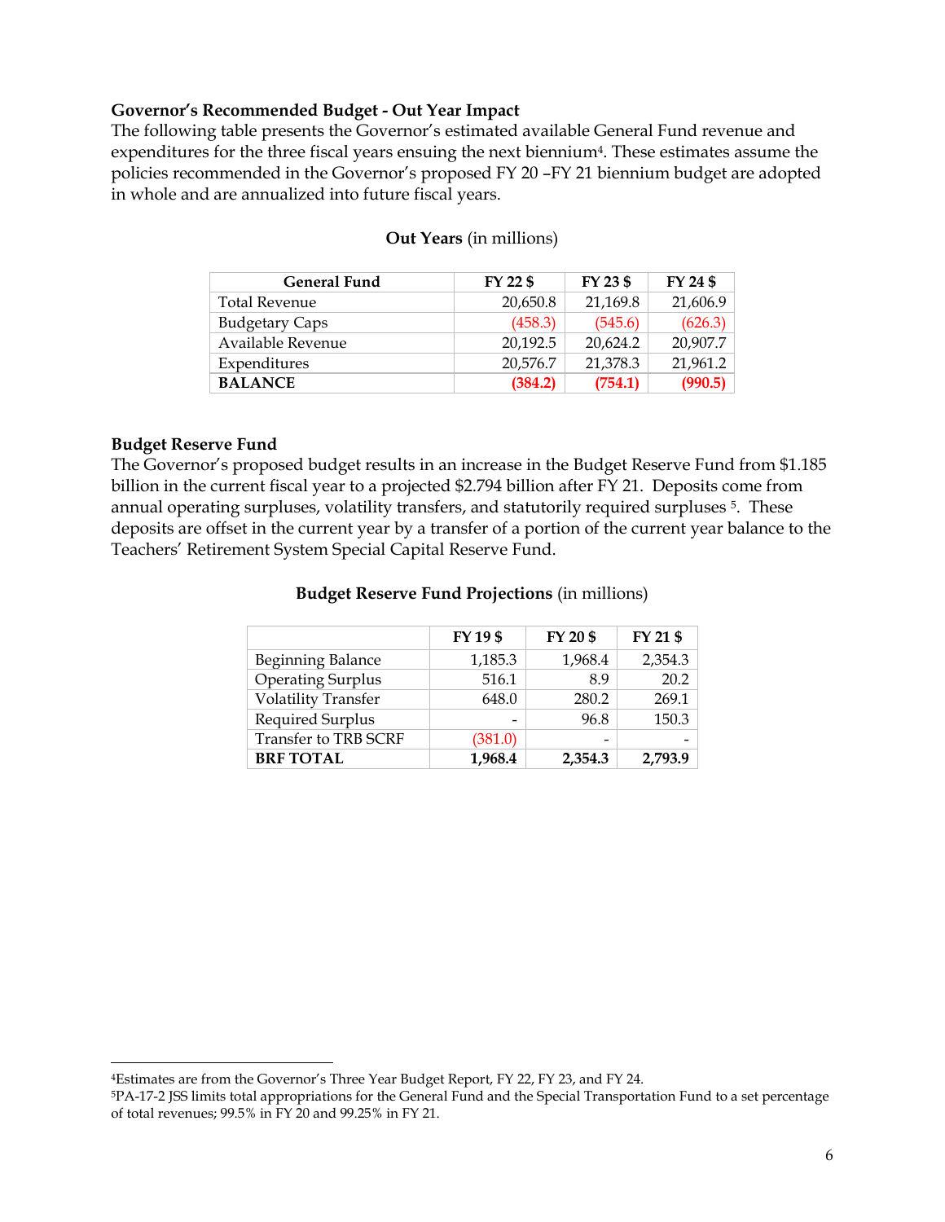### Governor's Recommended Budget - Out Year Impact

The following table presents the Governor's estimated available General Fund revenue and expenditures for the three fiscal years ensuing the next biennium[4]. These estimates assume the policies recommended in the Governor's proposed FY 20 –FY 21 biennium budget are adopted in whole and are annualized into future fiscal years.

**Out Years** (in millions)

| General Fund | FY 22 $ | FY 23 $ | FY 24 $ |
|---|---|---|---|
| Total Revenue | 20,650.8 | 21,169.8 | 21,606.9 |
| Budgetary Caps | (458.3) | (545.6) | (626.3) |
| Available Revenue | 20,192.5 | 20,624.2 | 20,907.7 |
| Expenditures | 20,576.7 | 21,378.3 | 21,961.2 |
| **BALANCE** | **(384.2)** | **(754.1)** | **(990.5)** |

### Budget Reserve Fund

The Governor's proposed budget results in an increase in the Budget Reserve Fund from $1.185 billion in the current fiscal year to a projected $2.794 billion after FY 21. Deposits come from annual operating surpluses, volatility transfers, and statutorily required surpluses [5]. These deposits are offset in the current year by a transfer of a portion of the current year balance to the Teachers' Retirement System Special Capital Reserve Fund.

**Budget Reserve Fund Projections** (in millions)

| | FY 19 $ | FY 20 $ | FY 21 $ |
|---|---|---|---|
| Beginning Balance | 1,185.3 | 1,968.4 | 2,354.3 |
| Operating Surplus | 516.1 | 8.9 | 20.2 |
| Volatility Transfer | 648.0 | 280.2 | 269.1 |
| Required Surplus | - | 96.8 | 150.3 |
| Transfer to TRB SCRF | (381.0) | - | - |
| **BRF TOTAL** | **1,968.4** | **2,354.3** | **2,793.9** |

[4] Estimates are from the Governor's Three Year Budget Report, FY 22, FY 23, and FY 24.

[5] PA-17-2 JSS limits total appropriations for the General Fund and the Special Transportation Fund to a set percentage of total revenues; 99.5% in FY 20 and 99.25% in FY 21.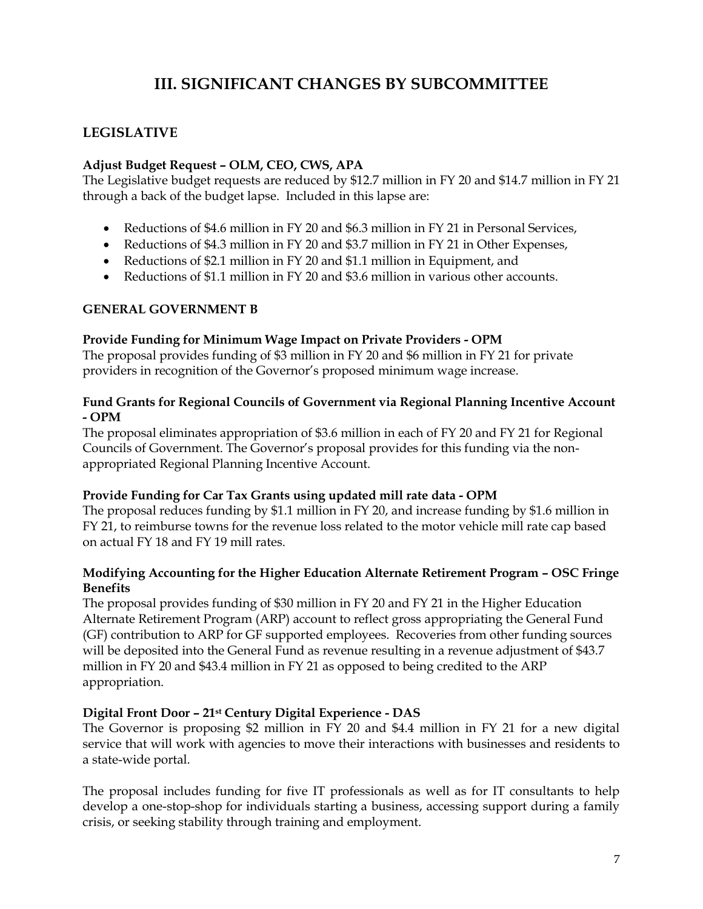# III. SIGNIFICANT CHANGES BY SUBCOMMITTEE

## LEGISLATIVE

**Adjust Budget Request – OLM, CEO, CWS, APA**

The Legislative budget requests are reduced by $12.7 million in FY 20 and $14.7 million in FY 21 through a back of the budget lapse. Included in this lapse are:

- Reductions of $4.6 million in FY 20 and $6.3 million in FY 21 in Personal Services,
- Reductions of $4.3 million in FY 20 and $3.7 million in FY 21 in Other Expenses,
- Reductions of $2.1 million in FY 20 and $1.1 million in Equipment, and
- Reductions of $1.1 million in FY 20 and $3.6 million in various other accounts.

## GENERAL GOVERNMENT B

**Provide Funding for Minimum Wage Impact on Private Providers - OPM**

The proposal provides funding of $3 million in FY 20 and $6 million in FY 21 for private providers in recognition of the Governor's proposed minimum wage increase.

**Fund Grants for Regional Councils of Government via Regional Planning Incentive Account - OPM**

The proposal eliminates appropriation of $3.6 million in each of FY 20 and FY 21 for Regional Councils of Government. The Governor's proposal provides for this funding via the non-appropriated Regional Planning Incentive Account.

**Provide Funding for Car Tax Grants using updated mill rate data - OPM**

The proposal reduces funding by $1.1 million in FY 20, and increase funding by $1.6 million in FY 21, to reimburse towns for the revenue loss related to the motor vehicle mill rate cap based on actual FY 18 and FY 19 mill rates.

**Modifying Accounting for the Higher Education Alternate Retirement Program – OSC Fringe Benefits**

The proposal provides funding of $30 million in FY 20 and FY 21 in the Higher Education Alternate Retirement Program (ARP) account to reflect gross appropriating the General Fund (GF) contribution to ARP for GF supported employees. Recoveries from other funding sources will be deposited into the General Fund as revenue resulting in a revenue adjustment of $43.7 million in FY 20 and $43.4 million in FY 21 as opposed to being credited to the ARP appropriation.

**Digital Front Door – 21st Century Digital Experience - DAS**

The Governor is proposing $2 million in FY 20 and $4.4 million in FY 21 for a new digital service that will work with agencies to move their interactions with businesses and residents to a state-wide portal.

The proposal includes funding for five IT professionals as well as for IT consultants to help develop a one-stop-shop for individuals starting a business, accessing support during a family crisis, or seeking stability through training and employment.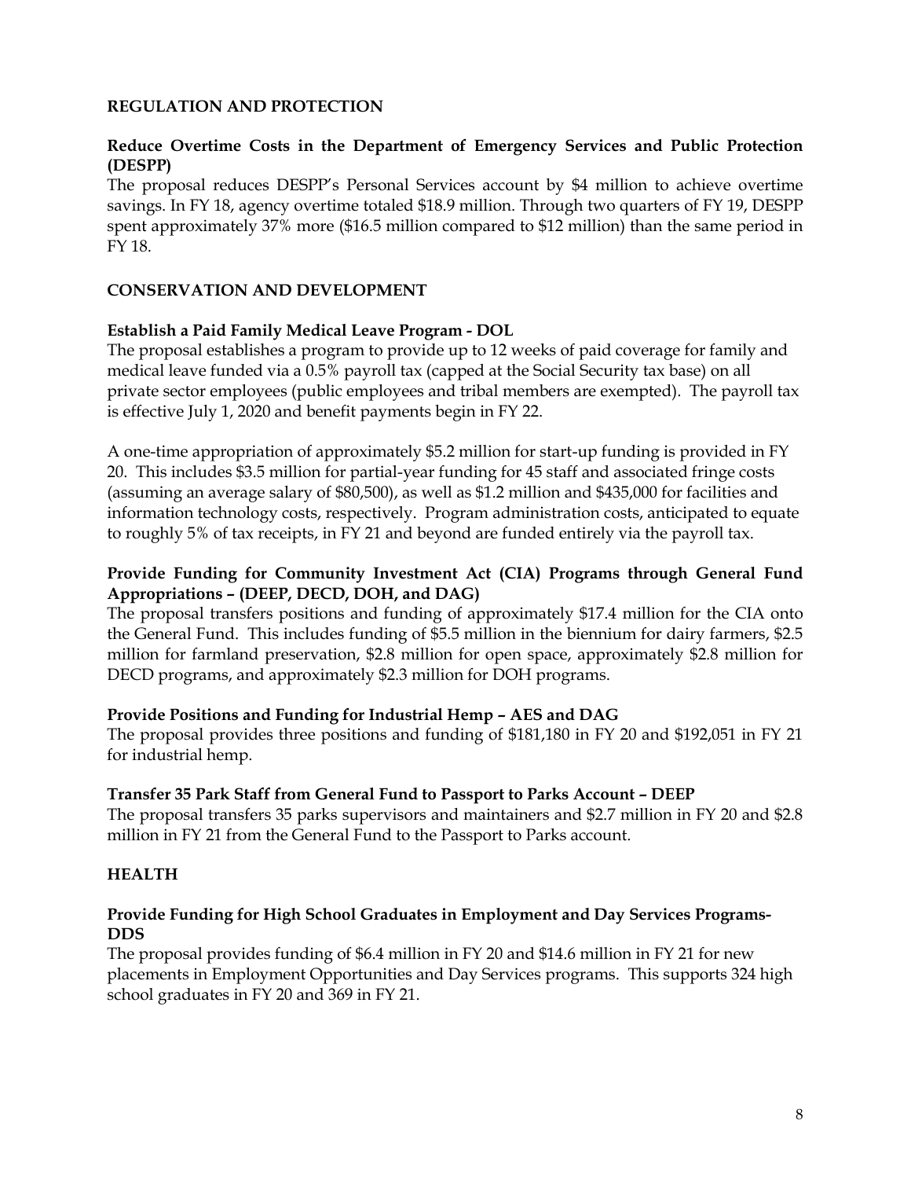## REGULATION AND PROTECTION

### Reduce Overtime Costs in the Department of Emergency Services and Public Protection (DESPP)

The proposal reduces DESPP's Personal Services account by $4 million to achieve overtime savings. In FY 18, agency overtime totaled $18.9 million. Through two quarters of FY 19, DESPP spent approximately 37% more ($16.5 million compared to $12 million) than the same period in FY 18.

## CONSERVATION AND DEVELOPMENT

### Establish a Paid Family Medical Leave Program - DOL

The proposal establishes a program to provide up to 12 weeks of paid coverage for family and medical leave funded via a 0.5% payroll tax (capped at the Social Security tax base) on all private sector employees (public employees and tribal members are exempted). The payroll tax is effective July 1, 2020 and benefit payments begin in FY 22.

A one-time appropriation of approximately $5.2 million for start-up funding is provided in FY 20. This includes $3.5 million for partial-year funding for 45 staff and associated fringe costs (assuming an average salary of $80,500), as well as $1.2 million and $435,000 for facilities and information technology costs, respectively. Program administration costs, anticipated to equate to roughly 5% of tax receipts, in FY 21 and beyond are funded entirely via the payroll tax.

### Provide Funding for Community Investment Act (CIA) Programs through General Fund Appropriations – (DEEP, DECD, DOH, and DAG)

The proposal transfers positions and funding of approximately $17.4 million for the CIA onto the General Fund. This includes funding of $5.5 million in the biennium for dairy farmers, $2.5 million for farmland preservation, $2.8 million for open space, approximately $2.8 million for DECD programs, and approximately $2.3 million for DOH programs.

### Provide Positions and Funding for Industrial Hemp – AES and DAG

The proposal provides three positions and funding of $181,180 in FY 20 and $192,051 in FY 21 for industrial hemp.

### Transfer 35 Park Staff from General Fund to Passport to Parks Account – DEEP

The proposal transfers 35 parks supervisors and maintainers and $2.7 million in FY 20 and $2.8 million in FY 21 from the General Fund to the Passport to Parks account.

## HEALTH

### Provide Funding for High School Graduates in Employment and Day Services Programs- DDS

The proposal provides funding of $6.4 million in FY 20 and $14.6 million in FY 21 for new placements in Employment Opportunities and Day Services programs. This supports 324 high school graduates in FY 20 and 369 in FY 21.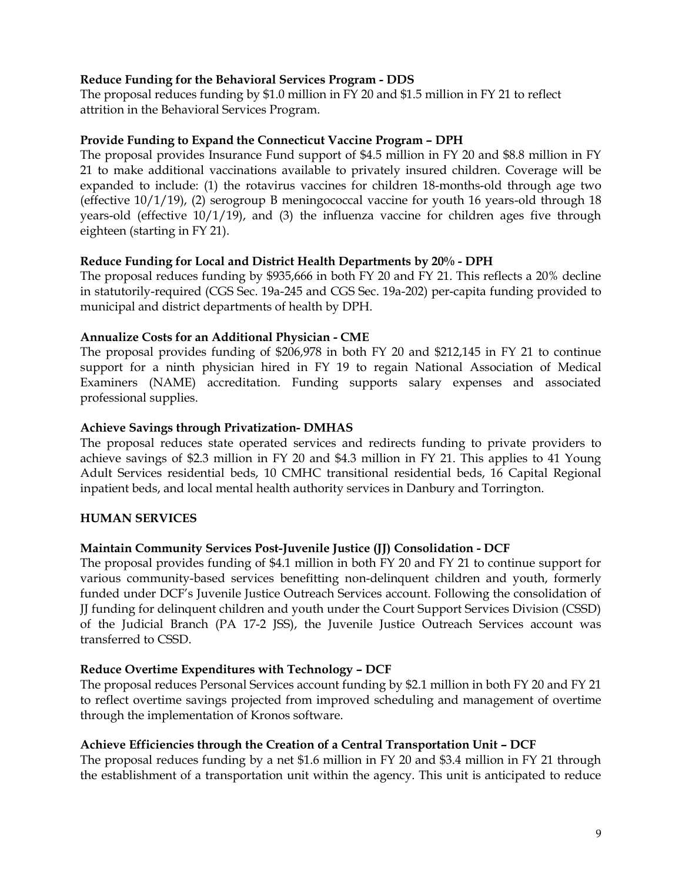**Reduce Funding for the Behavioral Services Program - DDS**

The proposal reduces funding by $1.0 million in FY 20 and $1.5 million in FY 21 to reflect attrition in the Behavioral Services Program.

**Provide Funding to Expand the Connecticut Vaccine Program – DPH**

The proposal provides Insurance Fund support of $4.5 million in FY 20 and $8.8 million in FY 21 to make additional vaccinations available to privately insured children. Coverage will be expanded to include: (1) the rotavirus vaccines for children 18-months-old through age two (effective 10/1/19), (2) serogroup B meningococcal vaccine for youth 16 years-old through 18 years-old (effective 10/1/19), and (3) the influenza vaccine for children ages five through eighteen (starting in FY 21).

**Reduce Funding for Local and District Health Departments by 20% - DPH**

The proposal reduces funding by $935,666 in both FY 20 and FY 21. This reflects a 20% decline in statutorily-required (CGS Sec. 19a-245 and CGS Sec. 19a-202) per-capita funding provided to municipal and district departments of health by DPH.

**Annualize Costs for an Additional Physician - CME**

The proposal provides funding of $206,978 in both FY 20 and $212,145 in FY 21 to continue support for a ninth physician hired in FY 19 to regain National Association of Medical Examiners (NAME) accreditation. Funding supports salary expenses and associated professional supplies.

**Achieve Savings through Privatization- DMHAS**

The proposal reduces state operated services and redirects funding to private providers to achieve savings of $2.3 million in FY 20 and $4.3 million in FY 21. This applies to 41 Young Adult Services residential beds, 10 CMHC transitional residential beds, 16 Capital Regional inpatient beds, and local mental health authority services in Danbury and Torrington.

## HUMAN SERVICES

**Maintain Community Services Post-Juvenile Justice (JJ) Consolidation - DCF**

The proposal provides funding of $4.1 million in both FY 20 and FY 21 to continue support for various community-based services benefitting non-delinquent children and youth, formerly funded under DCF's Juvenile Justice Outreach Services account. Following the consolidation of JJ funding for delinquent children and youth under the Court Support Services Division (CSSD) of the Judicial Branch (PA 17-2 JSS), the Juvenile Justice Outreach Services account was transferred to CSSD.

**Reduce Overtime Expenditures with Technology – DCF**

The proposal reduces Personal Services account funding by $2.1 million in both FY 20 and FY 21 to reflect overtime savings projected from improved scheduling and management of overtime through the implementation of Kronos software.

**Achieve Efficiencies through the Creation of a Central Transportation Unit – DCF**

The proposal reduces funding by a net $1.6 million in FY 20 and $3.4 million in FY 21 through the establishment of a transportation unit within the agency. This unit is anticipated to reduce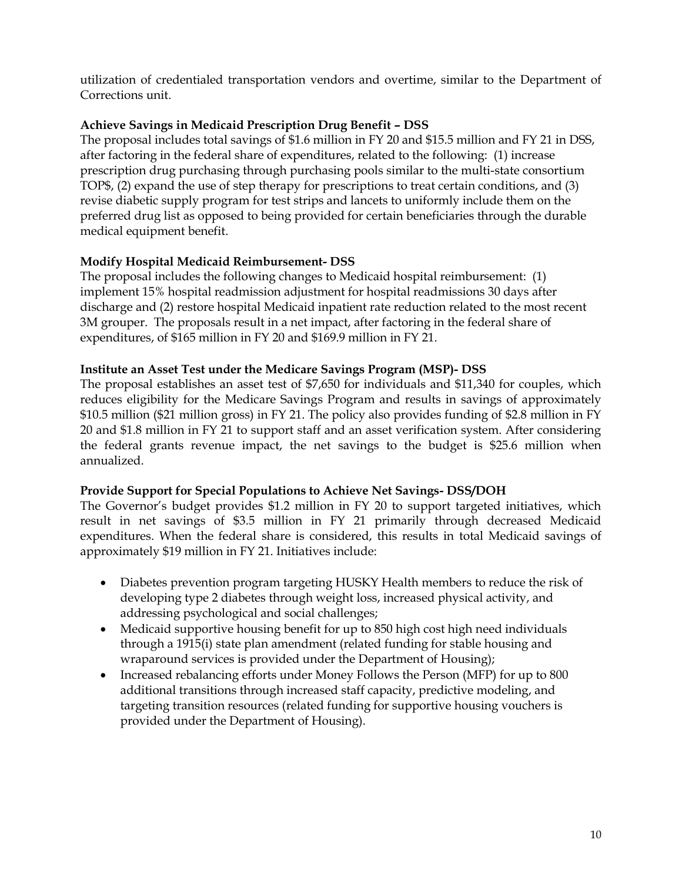utilization of credentialed transportation vendors and overtime, similar to the Department of Corrections unit.

**Achieve Savings in Medicaid Prescription Drug Benefit – DSS**

The proposal includes total savings of $1.6 million in FY 20 and $15.5 million and FY 21 in DSS, after factoring in the federal share of expenditures, related to the following: (1) increase prescription drug purchasing through purchasing pools similar to the multi-state consortium TOP$, (2) expand the use of step therapy for prescriptions to treat certain conditions, and (3) revise diabetic supply program for test strips and lancets to uniformly include them on the preferred drug list as opposed to being provided for certain beneficiaries through the durable medical equipment benefit.

**Modify Hospital Medicaid Reimbursement- DSS**

The proposal includes the following changes to Medicaid hospital reimbursement: (1) implement 15% hospital readmission adjustment for hospital readmissions 30 days after discharge and (2) restore hospital Medicaid inpatient rate reduction related to the most recent 3M grouper. The proposals result in a net impact, after factoring in the federal share of expenditures, of $165 million in FY 20 and $169.9 million in FY 21.

**Institute an Asset Test under the Medicare Savings Program (MSP)- DSS**

The proposal establishes an asset test of $7,650 for individuals and $11,340 for couples, which reduces eligibility for the Medicare Savings Program and results in savings of approximately $10.5 million ($21 million gross) in FY 21. The policy also provides funding of $2.8 million in FY 20 and $1.8 million in FY 21 to support staff and an asset verification system. After considering the federal grants revenue impact, the net savings to the budget is $25.6 million when annualized.

**Provide Support for Special Populations to Achieve Net Savings- DSS/DOH**

The Governor's budget provides $1.2 million in FY 20 to support targeted initiatives, which result in net savings of $3.5 million in FY 21 primarily through decreased Medicaid expenditures. When the federal share is considered, this results in total Medicaid savings of approximately $19 million in FY 21. Initiatives include:

- Diabetes prevention program targeting HUSKY Health members to reduce the risk of developing type 2 diabetes through weight loss, increased physical activity, and addressing psychological and social challenges;
- Medicaid supportive housing benefit for up to 850 high cost high need individuals through a 1915(i) state plan amendment (related funding for stable housing and wraparound services is provided under the Department of Housing);
- Increased rebalancing efforts under Money Follows the Person (MFP) for up to 800 additional transitions through increased staff capacity, predictive modeling, and targeting transition resources (related funding for supportive housing vouchers is provided under the Department of Housing).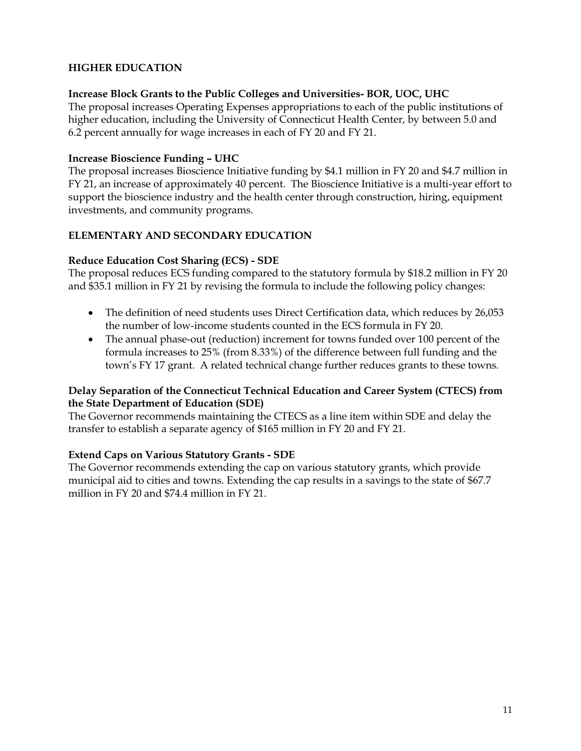## HIGHER EDUCATION

**Increase Block Grants to the Public Colleges and Universities- BOR, UOC, UHC**

The proposal increases Operating Expenses appropriations to each of the public institutions of higher education, including the University of Connecticut Health Center, by between 5.0 and 6.2 percent annually for wage increases in each of FY 20 and FY 21.

**Increase Bioscience Funding – UHC**

The proposal increases Bioscience Initiative funding by $4.1 million in FY 20 and $4.7 million in FY 21, an increase of approximately 40 percent. The Bioscience Initiative is a multi-year effort to support the bioscience industry and the health center through construction, hiring, equipment investments, and community programs.

## ELEMENTARY AND SECONDARY EDUCATION

**Reduce Education Cost Sharing (ECS) - SDE**

The proposal reduces ECS funding compared to the statutory formula by $18.2 million in FY 20 and $35.1 million in FY 21 by revising the formula to include the following policy changes:

- The definition of need students uses Direct Certification data, which reduces by 26,053 the number of low-income students counted in the ECS formula in FY 20.
- The annual phase-out (reduction) increment for towns funded over 100 percent of the formula increases to 25% (from 8.33%) of the difference between full funding and the town's FY 17 grant. A related technical change further reduces grants to these towns.

**Delay Separation of the Connecticut Technical Education and Career System (CTECS) from the State Department of Education (SDE)**

The Governor recommends maintaining the CTECS as a line item within SDE and delay the transfer to establish a separate agency of $165 million in FY 20 and FY 21.

**Extend Caps on Various Statutory Grants - SDE**

The Governor recommends extending the cap on various statutory grants, which provide municipal aid to cities and towns. Extending the cap results in a savings to the state of $67.7 million in FY 20 and $74.4 million in FY 21.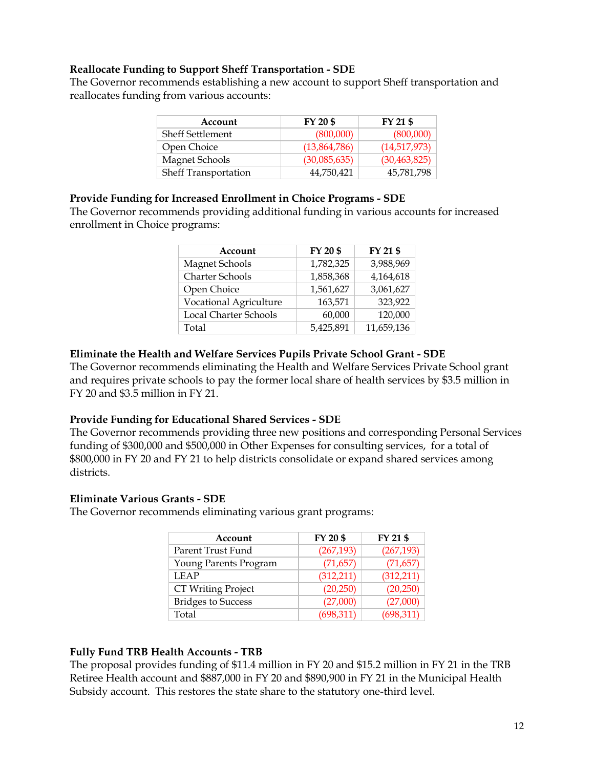**Reallocate Funding to Support Sheff Transportation - SDE**
The Governor recommends establishing a new account to support Sheff transportation and reallocates funding from various accounts:

| Account | FY 20 $ | FY 21 $ |
|---|---|---|
| Sheff Settlement | (800,000) | (800,000) |
| Open Choice | (13,864,786) | (14,517,973) |
| Magnet Schools | (30,085,635) | (30,463,825) |
| Sheff Transportation | 44,750,421 | 45,781,798 |

**Provide Funding for Increased Enrollment in Choice Programs - SDE**
The Governor recommends providing additional funding in various accounts for increased enrollment in Choice programs:

| Account | FY 20 $ | FY 21 $ |
|---|---|---|
| Magnet Schools | 1,782,325 | 3,988,969 |
| Charter Schools | 1,858,368 | 4,164,618 |
| Open Choice | 1,561,627 | 3,061,627 |
| Vocational Agriculture | 163,571 | 323,922 |
| Local Charter Schools | 60,000 | 120,000 |
| Total | 5,425,891 | 11,659,136 |

**Eliminate the Health and Welfare Services Pupils Private School Grant - SDE**
The Governor recommends eliminating the Health and Welfare Services Private School grant and requires private schools to pay the former local share of health services by $3.5 million in FY 20 and $3.5 million in FY 21.

**Provide Funding for Educational Shared Services - SDE**
The Governor recommends providing three new positions and corresponding Personal Services funding of $300,000 and $500,000 in Other Expenses for consulting services, for a total of $800,000 in FY 20 and FY 21 to help districts consolidate or expand shared services among districts.

**Eliminate Various Grants - SDE**
The Governor recommends eliminating various grant programs:

| Account | FY 20 $ | FY 21 $ |
|---|---|---|
| Parent Trust Fund | (267,193) | (267,193) |
| Young Parents Program | (71,657) | (71,657) |
| LEAP | (312,211) | (312,211) |
| CT Writing Project | (20,250) | (20,250) |
| Bridges to Success | (27,000) | (27,000) |
| Total | (698,311) | (698,311) |

**Fully Fund TRB Health Accounts - TRB**
The proposal provides funding of $11.4 million in FY 20 and $15.2 million in FY 21 in the TRB Retiree Health account and $887,000 in FY 20 and $890,900 in FY 21 in the Municipal Health Subsidy account. This restores the state share to the statutory one-third level.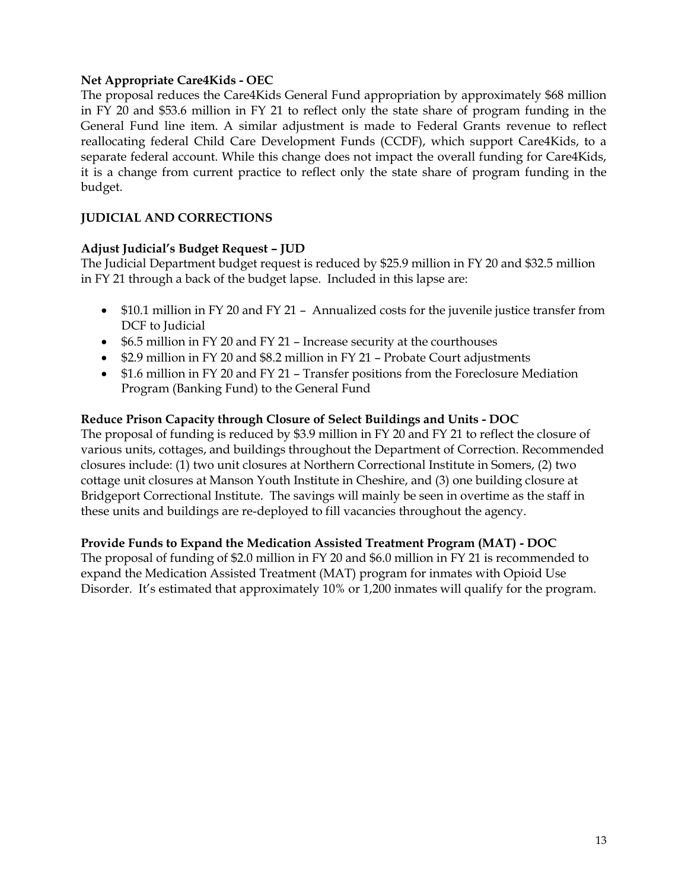**Net Appropriate Care4Kids - OEC**

The proposal reduces the Care4Kids General Fund appropriation by approximately $68 million in FY 20 and $53.6 million in FY 21 to reflect only the state share of program funding in the General Fund line item. A similar adjustment is made to Federal Grants revenue to reflect reallocating federal Child Care Development Funds (CCDF), which support Care4Kids, to a separate federal account. While this change does not impact the overall funding for Care4Kids, it is a change from current practice to reflect only the state share of program funding in the budget.

## JUDICIAL AND CORRECTIONS

**Adjust Judicial's Budget Request – JUD**

The Judicial Department budget request is reduced by $25.9 million in FY 20 and $32.5 million in FY 21 through a back of the budget lapse. Included in this lapse are:

- $10.1 million in FY 20 and FY 21 – Annualized costs for the juvenile justice transfer from DCF to Judicial
- $6.5 million in FY 20 and FY 21 – Increase security at the courthouses
- $2.9 million in FY 20 and $8.2 million in FY 21 – Probate Court adjustments
- $1.6 million in FY 20 and FY 21 – Transfer positions from the Foreclosure Mediation Program (Banking Fund) to the General Fund

**Reduce Prison Capacity through Closure of Select Buildings and Units - DOC**

The proposal of funding is reduced by $3.9 million in FY 20 and FY 21 to reflect the closure of various units, cottages, and buildings throughout the Department of Correction. Recommended closures include: (1) two unit closures at Northern Correctional Institute in Somers, (2) two cottage unit closures at Manson Youth Institute in Cheshire, and (3) one building closure at Bridgeport Correctional Institute. The savings will mainly be seen in overtime as the staff in these units and buildings are re-deployed to fill vacancies throughout the agency.

**Provide Funds to Expand the Medication Assisted Treatment Program (MAT) - DOC**

The proposal of funding of $2.0 million in FY 20 and $6.0 million in FY 21 is recommended to expand the Medication Assisted Treatment (MAT) program for inmates with Opioid Use Disorder. It's estimated that approximately 10% or 1,200 inmates will qualify for the program.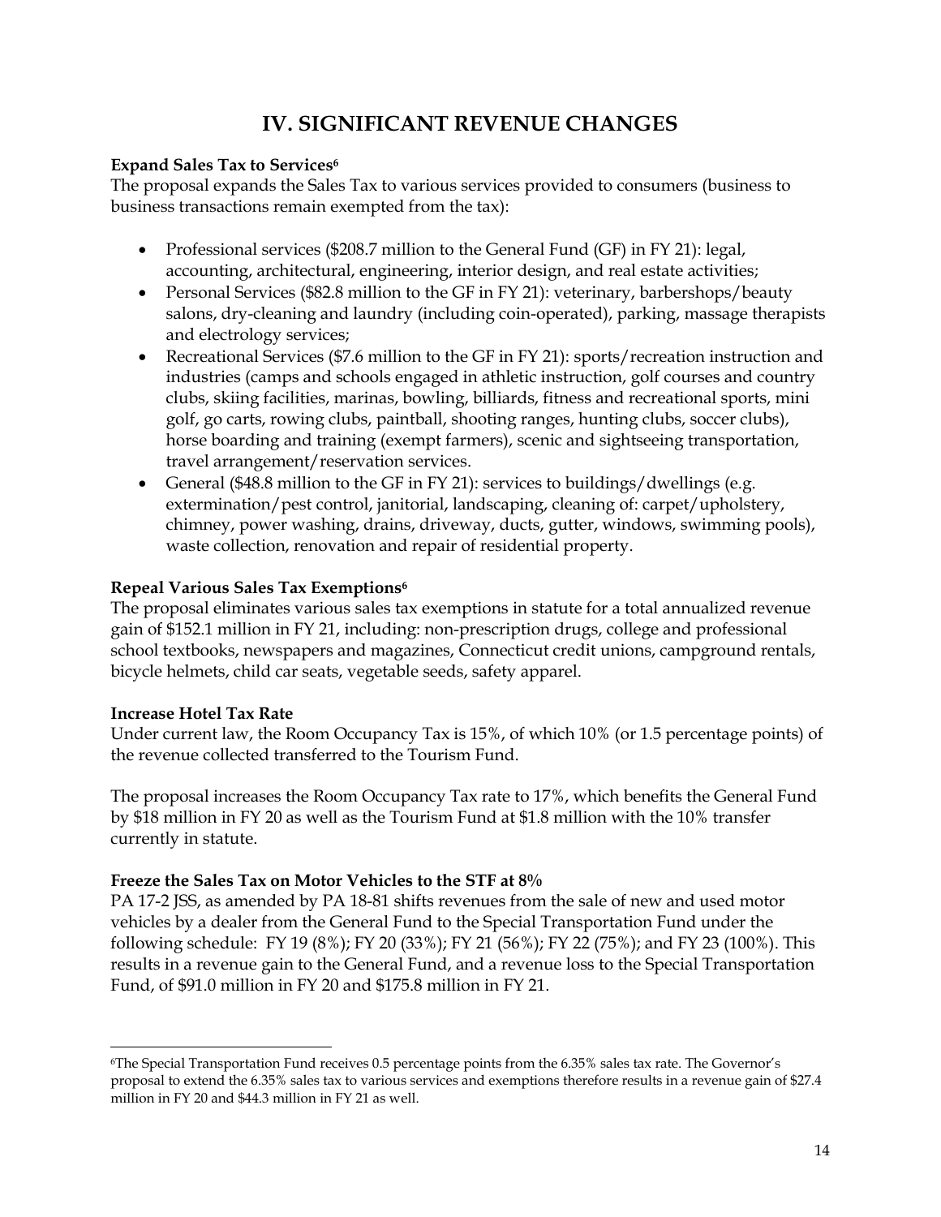# IV. SIGNIFICANT REVENUE CHANGES

**Expand Sales Tax to Services[6]**

The proposal expands the Sales Tax to various services provided to consumers (business to business transactions remain exempted from the tax):

- Professional services ($208.7 million to the General Fund (GF) in FY 21): legal, accounting, architectural, engineering, interior design, and real estate activities;
- Personal Services ($82.8 million to the GF in FY 21): veterinary, barbershops/beauty salons, dry-cleaning and laundry (including coin-operated), parking, massage therapists and electrology services;
- Recreational Services ($7.6 million to the GF in FY 21): sports/recreation instruction and industries (camps and schools engaged in athletic instruction, golf courses and country clubs, skiing facilities, marinas, bowling, billiards, fitness and recreational sports, mini golf, go carts, rowing clubs, paintball, shooting ranges, hunting clubs, soccer clubs), horse boarding and training (exempt farmers), scenic and sightseeing transportation, travel arrangement/reservation services.
- General ($48.8 million to the GF in FY 21): services to buildings/dwellings (e.g. extermination/pest control, janitorial, landscaping, cleaning of: carpet/upholstery, chimney, power washing, drains, driveway, ducts, gutter, windows, swimming pools), waste collection, renovation and repair of residential property.

**Repeal Various Sales Tax Exemptions[6]**

The proposal eliminates various sales tax exemptions in statute for a total annualized revenue gain of $152.1 million in FY 21, including: non-prescription drugs, college and professional school textbooks, newspapers and magazines, Connecticut credit unions, campground rentals, bicycle helmets, child car seats, vegetable seeds, safety apparel.

**Increase Hotel Tax Rate**

Under current law, the Room Occupancy Tax is 15%, of which 10% (or 1.5 percentage points) of the revenue collected transferred to the Tourism Fund.

The proposal increases the Room Occupancy Tax rate to 17%, which benefits the General Fund by $18 million in FY 20 as well as the Tourism Fund at $1.8 million with the 10% transfer currently in statute.

**Freeze the Sales Tax on Motor Vehicles to the STF at 8%**

PA 17-2 JSS, as amended by PA 18-81 shifts revenues from the sale of new and used motor vehicles by a dealer from the General Fund to the Special Transportation Fund under the following schedule: FY 19 (8%); FY 20 (33%); FY 21 (56%); FY 22 (75%); and FY 23 (100%). This results in a revenue gain to the General Fund, and a revenue loss to the Special Transportation Fund, of $91.0 million in FY 20 and $175.8 million in FY 21.

---

[6]The Special Transportation Fund receives 0.5 percentage points from the 6.35% sales tax rate. The Governor's proposal to extend the 6.35% sales tax to various services and exemptions therefore results in a revenue gain of $27.4 million in FY 20 and $44.3 million in FY 21 as well.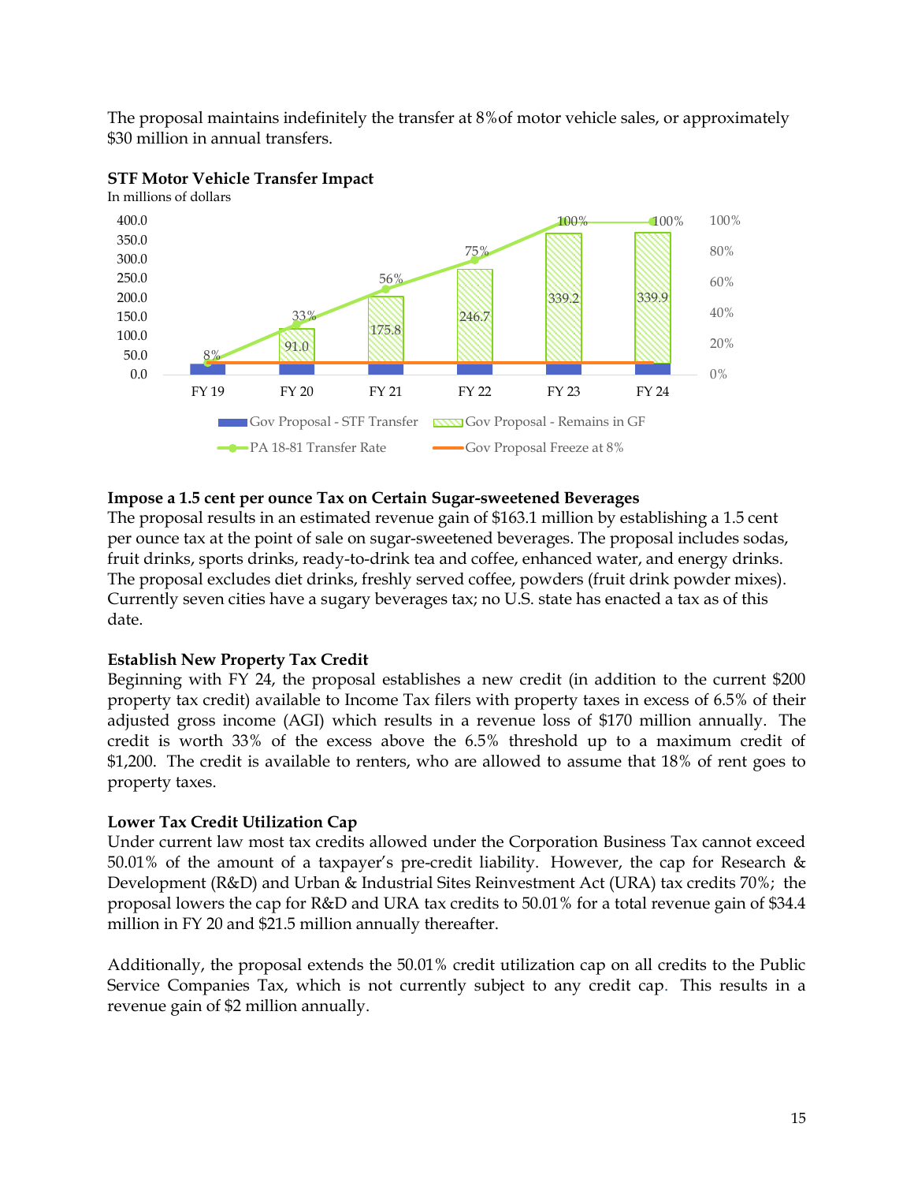The proposal maintains indefinitely the transfer at 8%of motor vehicle sales, or approximately $30 million in annual transfers.

**STF Motor Vehicle Transfer Impact**
In millions of dollars

| | FY 19 | FY 20 | FY 21 | FY 22 | FY 23 | FY 24 |
|---|---|---|---|---|---|---|
| Gov Proposal - Remains in GF | | 91.0 | 175.8 | 246.7 | 339.2 | 339.9 |
| PA 18-81 Transfer Rate | 8% | 33% | 56% | 75% | 100% | 100% |

Legend: Gov Proposal - STF Transfer; Gov Proposal - Remains in GF; PA 18-81 Transfer Rate; Gov Proposal Freeze at 8%

**Impose a 1.5 cent per ounce Tax on Certain Sugar-sweetened Beverages**
The proposal results in an estimated revenue gain of $163.1 million by establishing a 1.5 cent per ounce tax at the point of sale on sugar-sweetened beverages. The proposal includes sodas, fruit drinks, sports drinks, ready-to-drink tea and coffee, enhanced water, and energy drinks. The proposal excludes diet drinks, freshly served coffee, powders (fruit drink powder mixes). Currently seven cities have a sugary beverages tax; no U.S. state has enacted a tax as of this date.

**Establish New Property Tax Credit**
Beginning with FY 24, the proposal establishes a new credit (in addition to the current $200 property tax credit) available to Income Tax filers with property taxes in excess of 6.5% of their adjusted gross income (AGI) which results in a revenue loss of $170 million annually. The credit is worth 33% of the excess above the 6.5% threshold up to a maximum credit of $1,200. The credit is available to renters, who are allowed to assume that 18% of rent goes to property taxes.

**Lower Tax Credit Utilization Cap**
Under current law most tax credits allowed under the Corporation Business Tax cannot exceed 50.01% of the amount of a taxpayer's pre-credit liability. However, the cap for Research & Development (R&D) and Urban & Industrial Sites Reinvestment Act (URA) tax credits 70%; the proposal lowers the cap for R&D and URA tax credits to 50.01% for a total revenue gain of $34.4 million in FY 20 and $21.5 million annually thereafter.

Additionally, the proposal extends the 50.01% credit utilization cap on all credits to the Public Service Companies Tax, which is not currently subject to any credit cap. This results in a revenue gain of $2 million annually.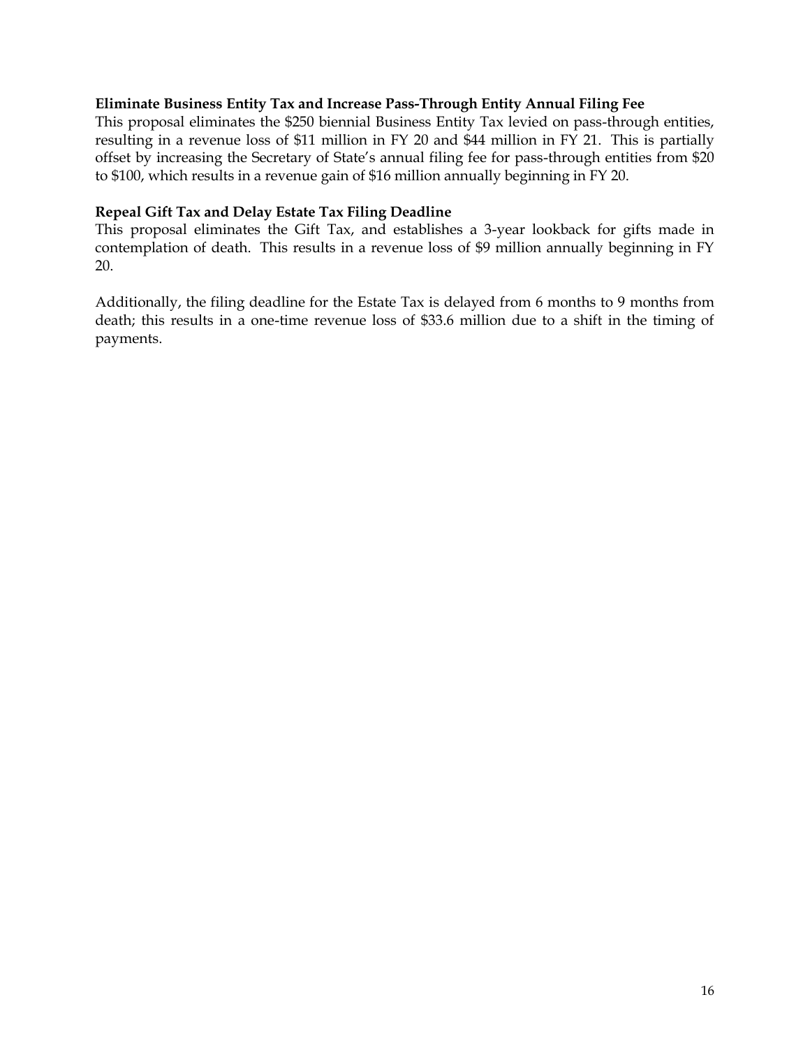**Eliminate Business Entity Tax and Increase Pass-Through Entity Annual Filing Fee**

This proposal eliminates the $250 biennial Business Entity Tax levied on pass-through entities, resulting in a revenue loss of $11 million in FY 20 and $44 million in FY 21. This is partially offset by increasing the Secretary of State's annual filing fee for pass-through entities from $20 to $100, which results in a revenue gain of $16 million annually beginning in FY 20.

**Repeal Gift Tax and Delay Estate Tax Filing Deadline**

This proposal eliminates the Gift Tax, and establishes a 3-year lookback for gifts made in contemplation of death. This results in a revenue loss of $9 million annually beginning in FY 20.

Additionally, the filing deadline for the Estate Tax is delayed from 6 months to 9 months from death; this results in a one-time revenue loss of $33.6 million due to a shift in the timing of payments.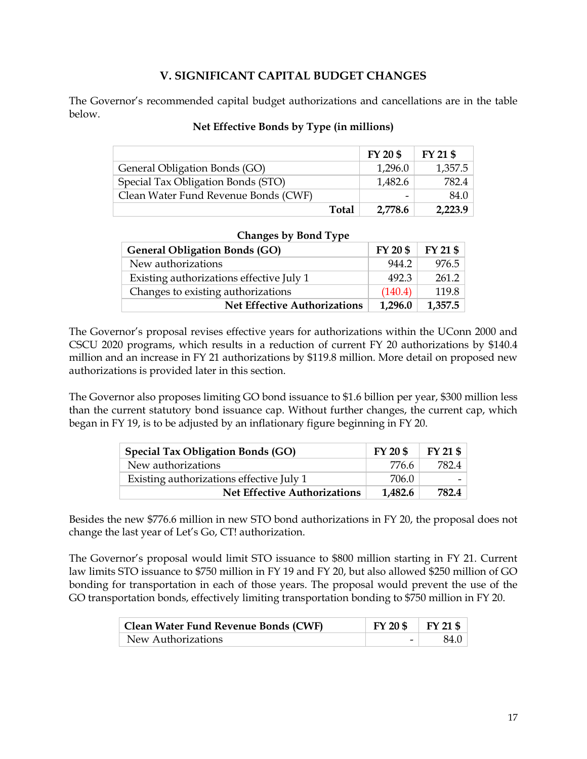## V. SIGNIFICANT CAPITAL BUDGET CHANGES

The Governor's recommended capital budget authorizations and cancellations are in the table below.

**Net Effective Bonds by Type (in millions)**

| | FY 20 $ | FY 21 $ |
|---|---|---|
| General Obligation Bonds (GO) | 1,296.0 | 1,357.5 |
| Special Tax Obligation Bonds (STO) | 1,482.6 | 782.4 |
| Clean Water Fund Revenue Bonds (CWF) | - | 84.0 |
| **Total** | **2,778.6** | **2,223.9** |

**Changes by Bond Type**

| **General Obligation Bonds (GO)** | **FY 20 $** | **FY 21 $** |
|---|---|---|
| New authorizations | 944.2 | 976.5 |
| Existing authorizations effective July 1 | 492.3 | 261.2 |
| Changes to existing authorizations | (140.4) | 119.8 |
| **Net Effective Authorizations** | **1,296.0** | **1,357.5** |

The Governor's proposal revises effective years for authorizations within the UConn 2000 and CSCU 2020 programs, which results in a reduction of current FY 20 authorizations by $140.4 million and an increase in FY 21 authorizations by $119.8 million. More detail on proposed new authorizations is provided later in this section.

The Governor also proposes limiting GO bond issuance to $1.6 billion per year, $300 million less than the current statutory bond issuance cap. Without further changes, the current cap, which began in FY 19, is to be adjusted by an inflationary figure beginning in FY 20.

| **Special Tax Obligation Bonds (GO)** | **FY 20 $** | **FY 21 $** |
|---|---|---|
| New authorizations | 776.6 | 782.4 |
| Existing authorizations effective July 1 | 706.0 | - |
| **Net Effective Authorizations** | **1,482.6** | **782.4** |

Besides the new $776.6 million in new STO bond authorizations in FY 20, the proposal does not change the last year of Let's Go, CT! authorization.

The Governor's proposal would limit STO issuance to $800 million starting in FY 21. Current law limits STO issuance to $750 million in FY 19 and FY 20, but also allowed $250 million of GO bonding for transportation in each of those years. The proposal would prevent the use of the GO transportation bonds, effectively limiting transportation bonding to $750 million in FY 20.

| **Clean Water Fund Revenue Bonds (CWF)** | **FY 20 $** | **FY 21 $** |
|---|---|---|
| New Authorizations | - | 84.0 |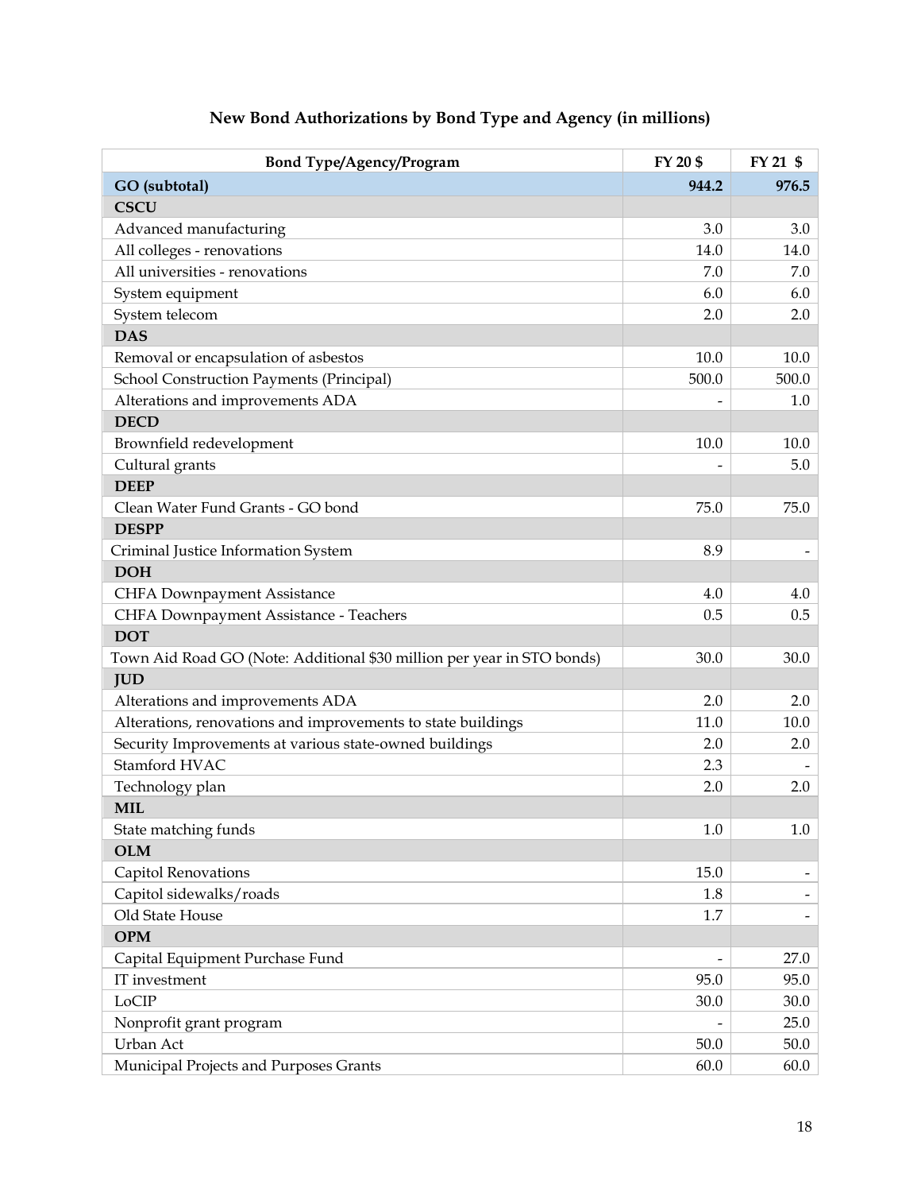## New Bond Authorizations by Bond Type and Agency (in millions)

| Bond Type/Agency/Program | FY 20 $ | FY 21 $ |
|---|---|---|
| **GO (subtotal)** | **944.2** | **976.5** |
| **CSCU** | | |
| Advanced manufacturing | 3.0 | 3.0 |
| All colleges - renovations | 14.0 | 14.0 |
| All universities - renovations | 7.0 | 7.0 |
| System equipment | 6.0 | 6.0 |
| System telecom | 2.0 | 2.0 |
| **DAS** | | |
| Removal or encapsulation of asbestos | 10.0 | 10.0 |
| School Construction Payments (Principal) | 500.0 | 500.0 |
| Alterations and improvements ADA | - | 1.0 |
| **DECD** | | |
| Brownfield redevelopment | 10.0 | 10.0 |
| Cultural grants | - | 5.0 |
| **DEEP** | | |
| Clean Water Fund Grants - GO bond | 75.0 | 75.0 |
| **DESPP** | | |
| Criminal Justice Information System | 8.9 | - |
| **DOH** | | |
| CHFA Downpayment Assistance | 4.0 | 4.0 |
| CHFA Downpayment Assistance - Teachers | 0.5 | 0.5 |
| **DOT** | | |
| Town Aid Road GO (Note: Additional $30 million per year in STO bonds) | 30.0 | 30.0 |
| **JUD** | | |
| Alterations and improvements ADA | 2.0 | 2.0 |
| Alterations, renovations and improvements to state buildings | 11.0 | 10.0 |
| Security Improvements at various state-owned buildings | 2.0 | 2.0 |
| Stamford HVAC | 2.3 | - |
| Technology plan | 2.0 | 2.0 |
| **MIL** | | |
| State matching funds | 1.0 | 1.0 |
| **OLM** | | |
| Capitol Renovations | 15.0 | - |
| Capitol sidewalks/roads | 1.8 | - |
| Old State House | 1.7 | - |
| **OPM** | | |
| Capital Equipment Purchase Fund | - | 27.0 |
| IT investment | 95.0 | 95.0 |
| LoCIP | 30.0 | 30.0 |
| Nonprofit grant program | - | 25.0 |
| Urban Act | 50.0 | 50.0 |
| Municipal Projects and Purposes Grants | 60.0 | 60.0 |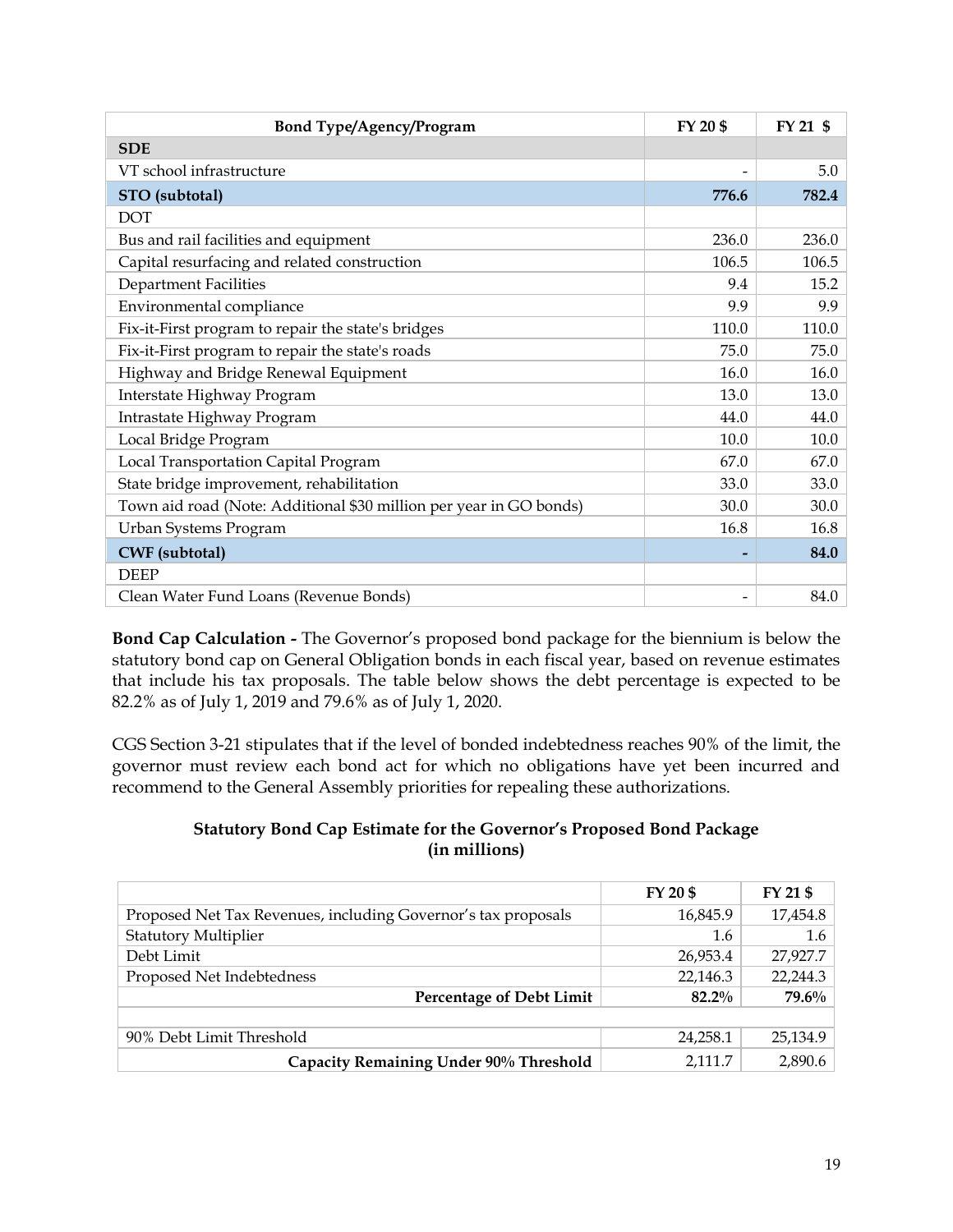| Bond Type/Agency/Program | FY 20 $ | FY 21 $ |
|---|---|---|
| **SDE** | | |
| VT school infrastructure | - | 5.0 |
| **STO (subtotal)** | **776.6** | **782.4** |
| DOT | | |
| Bus and rail facilities and equipment | 236.0 | 236.0 |
| Capital resurfacing and related construction | 106.5 | 106.5 |
| Department Facilities | 9.4 | 15.2 |
| Environmental compliance | 9.9 | 9.9 |
| Fix-it-First program to repair the state's bridges | 110.0 | 110.0 |
| Fix-it-First program to repair the state's roads | 75.0 | 75.0 |
| Highway and Bridge Renewal Equipment | 16.0 | 16.0 |
| Interstate Highway Program | 13.0 | 13.0 |
| Intrastate Highway Program | 44.0 | 44.0 |
| Local Bridge Program | 10.0 | 10.0 |
| Local Transportation Capital Program | 67.0 | 67.0 |
| State bridge improvement, rehabilitation | 33.0 | 33.0 |
| Town aid road (Note: Additional $30 million per year in GO bonds) | 30.0 | 30.0 |
| Urban Systems Program | 16.8 | 16.8 |
| **CWF (subtotal)** | **-** | **84.0** |
| DEEP | | |
| Clean Water Fund Loans (Revenue Bonds) | - | 84.0 |

**Bond Cap Calculation -** The Governor's proposed bond package for the biennium is below the statutory bond cap on General Obligation bonds in each fiscal year, based on revenue estimates that include his tax proposals. The table below shows the debt percentage is expected to be 82.2% as of July 1, 2019 and 79.6% as of July 1, 2020.

CGS Section 3-21 stipulates that if the level of bonded indebtedness reaches 90% of the limit, the governor must review each bond act for which no obligations have yet been incurred and recommend to the General Assembly priorities for repealing these authorizations.

**Statutory Bond Cap Estimate for the Governor's Proposed Bond Package (in millions)**

| | FY 20 $ | FY 21 $ |
|---|---|---|
| Proposed Net Tax Revenues, including Governor's tax proposals | 16,845.9 | 17,454.8 |
| Statutory Multiplier | 1.6 | 1.6 |
| Debt Limit | 26,953.4 | 27,927.7 |
| Proposed Net Indebtedness | 22,146.3 | 22,244.3 |
| **Percentage of Debt Limit** | **82.2%** | **79.6%** |
| | | |
| 90% Debt Limit Threshold | 24,258.1 | 25,134.9 |
| **Capacity Remaining Under 90% Threshold** | 2,111.7 | 2,890.6 |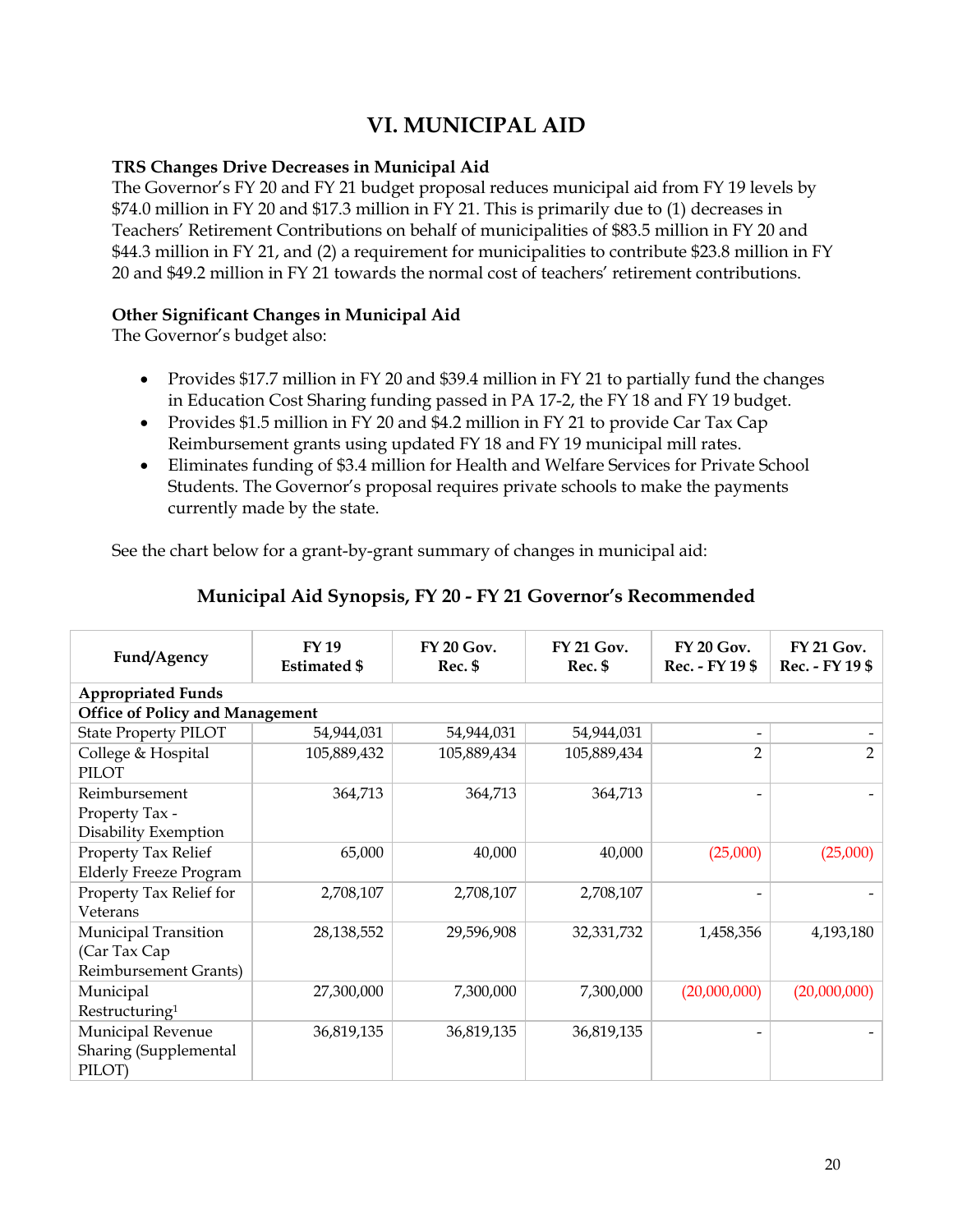# VI. MUNICIPAL AID

**TRS Changes Drive Decreases in Municipal Aid**

The Governor's FY 20 and FY 21 budget proposal reduces municipal aid from FY 19 levels by $74.0 million in FY 20 and $17.3 million in FY 21. This is primarily due to (1) decreases in Teachers' Retirement Contributions on behalf of municipalities of $83.5 million in FY 20 and $44.3 million in FY 21, and (2) a requirement for municipalities to contribute $23.8 million in FY 20 and $49.2 million in FY 21 towards the normal cost of teachers' retirement contributions.

**Other Significant Changes in Municipal Aid**

The Governor's budget also:

- Provides $17.7 million in FY 20 and $39.4 million in FY 21 to partially fund the changes in Education Cost Sharing funding passed in PA 17-2, the FY 18 and FY 19 budget.
- Provides $1.5 million in FY 20 and $4.2 million in FY 21 to provide Car Tax Cap Reimbursement grants using updated FY 18 and FY 19 municipal mill rates.
- Eliminates funding of $3.4 million for Health and Welfare Services for Private School Students. The Governor's proposal requires private schools to make the payments currently made by the state.

See the chart below for a grant-by-grant summary of changes in municipal aid:

## Municipal Aid Synopsis, FY 20 - FY 21 Governor's Recommended

| Fund/Agency | FY 19 Estimated $ | FY 20 Gov. Rec. $ | FY 21 Gov. Rec. $ | FY 20 Gov. Rec. - FY 19 $ | FY 21 Gov. Rec. - FY 19 $ |
|---|---|---|---|---|---|
| **Appropriated Funds** | | | | | |
| **Office of Policy and Management** | | | | | |
| State Property PILOT | 54,944,031 | 54,944,031 | 54,944,031 | - | - |
| College & Hospital PILOT | 105,889,432 | 105,889,434 | 105,889,434 | 2 | 2 |
| Reimbursement Property Tax - Disability Exemption | 364,713 | 364,713 | 364,713 | - | - |
| Property Tax Relief Elderly Freeze Program | 65,000 | 40,000 | 40,000 | (25,000) | (25,000) |
| Property Tax Relief for Veterans | 2,708,107 | 2,708,107 | 2,708,107 | - | - |
| Municipal Transition (Car Tax Cap Reimbursement Grants) | 28,138,552 | 29,596,908 | 32,331,732 | 1,458,356 | 4,193,180 |
| Municipal Restructuring[1] | 27,300,000 | 7,300,000 | 7,300,000 | (20,000,000) | (20,000,000) |
| Municipal Revenue Sharing (Supplemental PILOT) | 36,819,135 | 36,819,135 | 36,819,135 | - | - |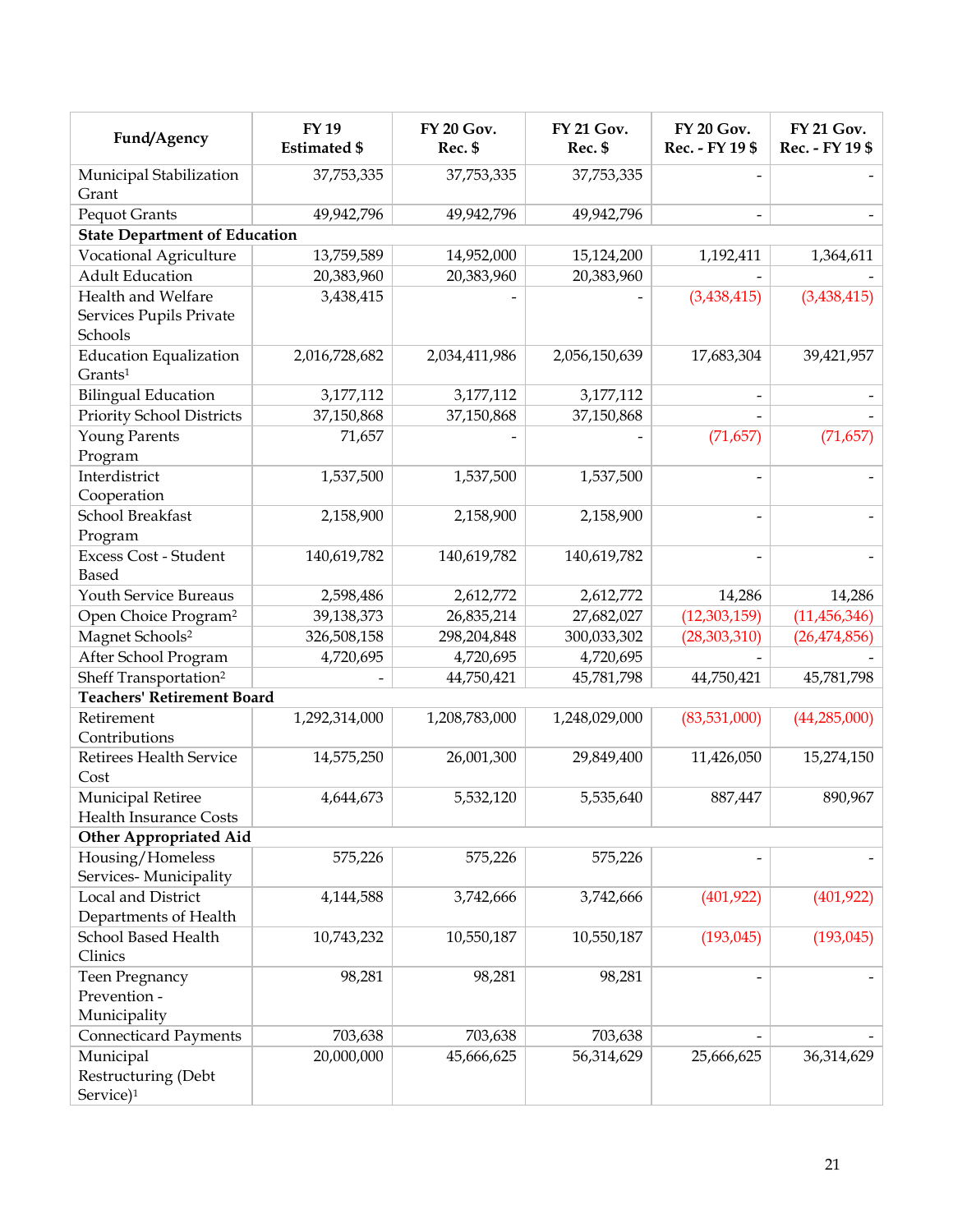| Fund/Agency | FY 19 Estimated $ | FY 20 Gov. Rec. $ | FY 21 Gov. Rec. $ | FY 20 Gov. Rec. - FY 19 $ | FY 21 Gov. Rec. - FY 19 $ |
|---|---|---|---|---|---|
| Municipal Stabilization Grant | 37,753,335 | 37,753,335 | 37,753,335 | - | - |
| Pequot Grants | 49,942,796 | 49,942,796 | 49,942,796 | - | - |
| **State Department of Education** | | | | | |
| Vocational Agriculture | 13,759,589 | 14,952,000 | 15,124,200 | 1,192,411 | 1,364,611 |
| Adult Education | 20,383,960 | 20,383,960 | 20,383,960 | - | - |
| Health and Welfare Services Pupils Private Schools | 3,438,415 | - | - | (3,438,415) | (3,438,415) |
| Education Equalization Grants[1] | 2,016,728,682 | 2,034,411,986 | 2,056,150,639 | 17,683,304 | 39,421,957 |
| Bilingual Education | 3,177,112 | 3,177,112 | 3,177,112 | - | - |
| Priority School Districts | 37,150,868 | 37,150,868 | 37,150,868 | - | - |
| Young Parents Program | 71,657 | - | - | (71,657) | (71,657) |
| Interdistrict Cooperation | 1,537,500 | 1,537,500 | 1,537,500 | - | - |
| School Breakfast Program | 2,158,900 | 2,158,900 | 2,158,900 | - | - |
| Excess Cost - Student Based | 140,619,782 | 140,619,782 | 140,619,782 | - | - |
| Youth Service Bureaus | 2,598,486 | 2,612,772 | 2,612,772 | 14,286 | 14,286 |
| Open Choice Program[2] | 39,138,373 | 26,835,214 | 27,682,027 | (12,303,159) | (11,456,346) |
| Magnet Schools[2] | 326,508,158 | 298,204,848 | 300,033,302 | (28,303,310) | (26,474,856) |
| After School Program | 4,720,695 | 4,720,695 | 4,720,695 | - | - |
| Sheff Transportation[2] | - | 44,750,421 | 45,781,798 | 44,750,421 | 45,781,798 |
| **Teachers' Retirement Board** | | | | | |
| Retirement Contributions | 1,292,314,000 | 1,208,783,000 | 1,248,029,000 | (83,531,000) | (44,285,000) |
| Retirees Health Service Cost | 14,575,250 | 26,001,300 | 29,849,400 | 11,426,050 | 15,274,150 |
| Municipal Retiree Health Insurance Costs | 4,644,673 | 5,532,120 | 5,535,640 | 887,447 | 890,967 |
| **Other Appropriated Aid** | | | | | |
| Housing/Homeless Services- Municipality | 575,226 | 575,226 | 575,226 | - | - |
| Local and District Departments of Health | 4,144,588 | 3,742,666 | 3,742,666 | (401,922) | (401,922) |
| School Based Health Clinics | 10,743,232 | 10,550,187 | 10,550,187 | (193,045) | (193,045) |
| Teen Pregnancy Prevention - Municipality | 98,281 | 98,281 | 98,281 | - | - |
| Connecticard Payments | 703,638 | 703,638 | 703,638 | - | - |
| Municipal Restructuring (Debt Service)[1] | 20,000,000 | 45,666,625 | 56,314,629 | 25,666,625 | 36,314,629 |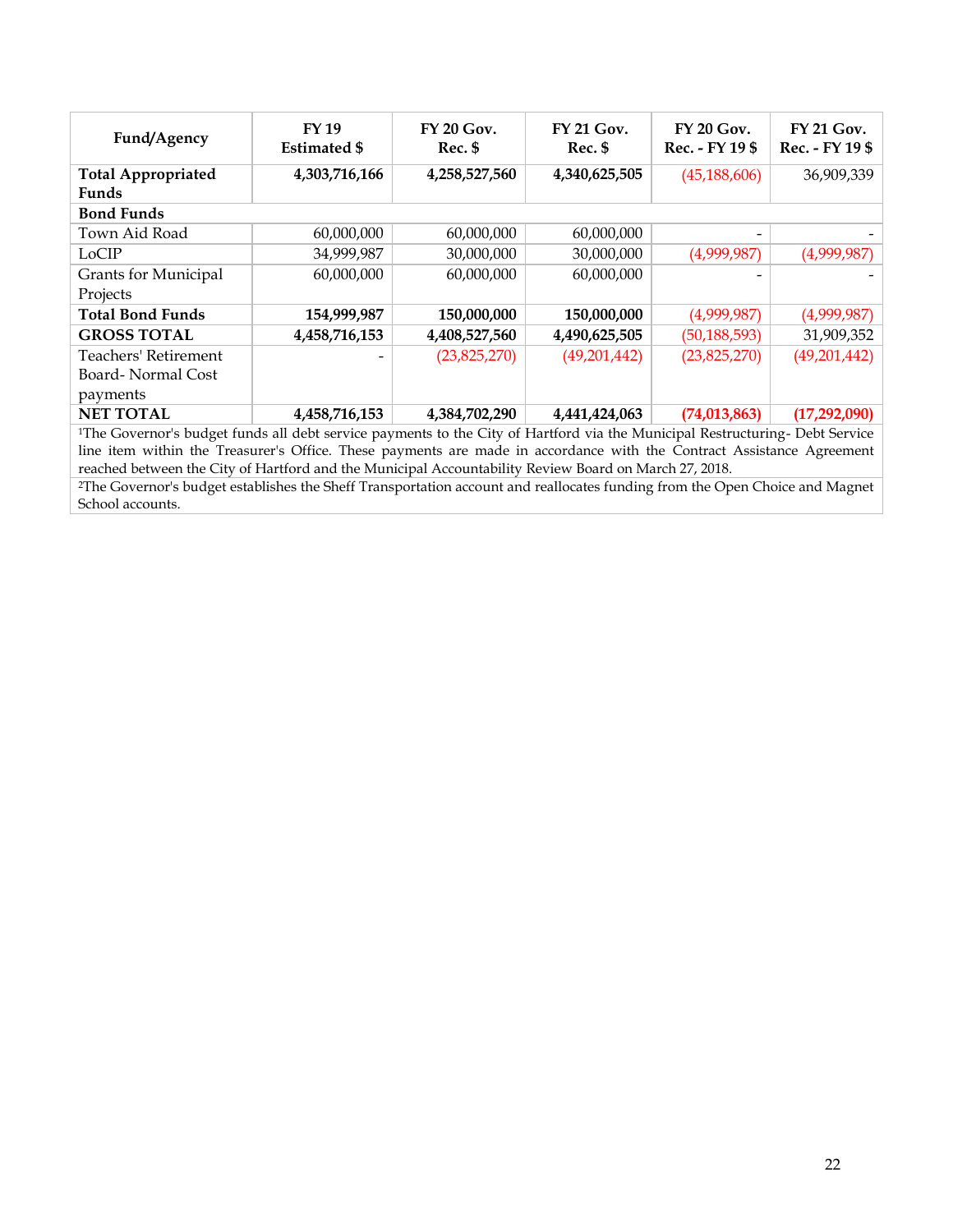| Fund/Agency | FY 19 Estimated $ | FY 20 Gov. Rec. $ | FY 21 Gov. Rec. $ | FY 20 Gov. Rec. - FY 19 $ | FY 21 Gov. Rec. - FY 19 $ |
|---|---|---|---|---|---|
| **Total Appropriated Funds** | **4,303,716,166** | **4,258,527,560** | **4,340,625,505** | (45,188,606) | 36,909,339 |
| **Bond Funds** | | | | | |
| Town Aid Road | 60,000,000 | 60,000,000 | 60,000,000 | - | - |
| LoCIP | 34,999,987 | 30,000,000 | 30,000,000 | (4,999,987) | (4,999,987) |
| Grants for Municipal Projects | 60,000,000 | 60,000,000 | 60,000,000 | - | - |
| **Total Bond Funds** | **154,999,987** | **150,000,000** | **150,000,000** | (4,999,987) | (4,999,987) |
| **GROSS TOTAL** | **4,458,716,153** | **4,408,527,560** | **4,490,625,505** | (50,188,593) | 31,909,352 |
| Teachers' Retirement Board- Normal Cost payments | - | (23,825,270) | (49,201,442) | (23,825,270) | (49,201,442) |
| **NET TOTAL** | **4,458,716,153** | **4,384,702,290** | **4,441,424,063** | **(74,013,863)** | **(17,292,090)** |

[1]The Governor's budget funds all debt service payments to the City of Hartford via the Municipal Restructuring- Debt Service line item within the Treasurer's Office. These payments are made in accordance with the Contract Assistance Agreement reached between the City of Hartford and the Municipal Accountability Review Board on March 27, 2018.

[2]The Governor's budget establishes the Sheff Transportation account and reallocates funding from the Open Choice and Magnet School accounts.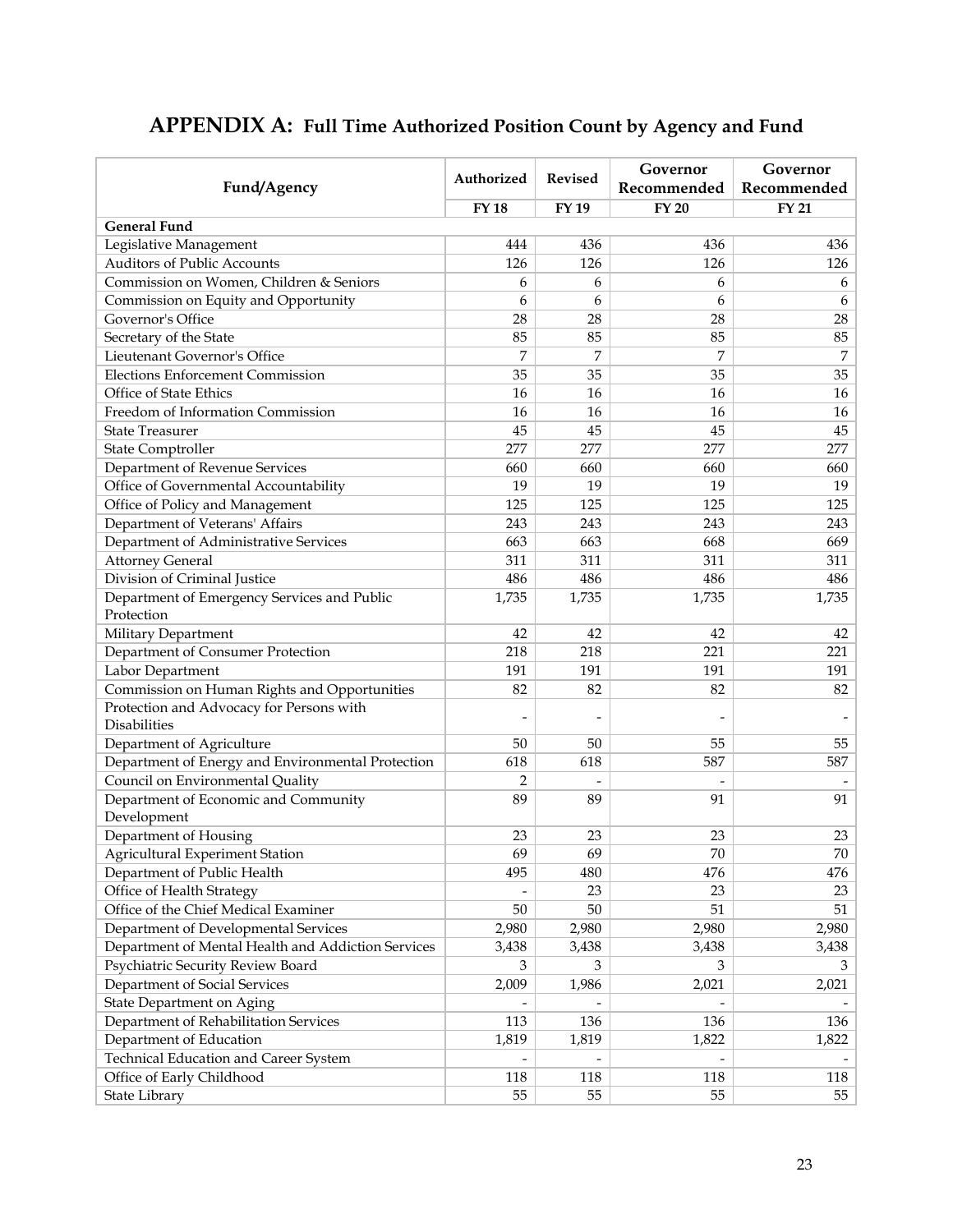# APPENDIX A: Full Time Authorized Position Count by Agency and Fund

| Fund/Agency | Authorized | Revised | Governor Recommended | Governor Recommended |
|---|---|---|---|---|
| | FY 18 | FY 19 | FY 20 | FY 21 |
| **General Fund** | | | | |
| Legislative Management | 444 | 436 | 436 | 436 |
| Auditors of Public Accounts | 126 | 126 | 126 | 126 |
| Commission on Women, Children & Seniors | 6 | 6 | 6 | 6 |
| Commission on Equity and Opportunity | 6 | 6 | 6 | 6 |
| Governor's Office | 28 | 28 | 28 | 28 |
| Secretary of the State | 85 | 85 | 85 | 85 |
| Lieutenant Governor's Office | 7 | 7 | 7 | 7 |
| Elections Enforcement Commission | 35 | 35 | 35 | 35 |
| Office of State Ethics | 16 | 16 | 16 | 16 |
| Freedom of Information Commission | 16 | 16 | 16 | 16 |
| State Treasurer | 45 | 45 | 45 | 45 |
| State Comptroller | 277 | 277 | 277 | 277 |
| Department of Revenue Services | 660 | 660 | 660 | 660 |
| Office of Governmental Accountability | 19 | 19 | 19 | 19 |
| Office of Policy and Management | 125 | 125 | 125 | 125 |
| Department of Veterans' Affairs | 243 | 243 | 243 | 243 |
| Department of Administrative Services | 663 | 663 | 668 | 669 |
| Attorney General | 311 | 311 | 311 | 311 |
| Division of Criminal Justice | 486 | 486 | 486 | 486 |
| Department of Emergency Services and Public Protection | 1,735 | 1,735 | 1,735 | 1,735 |
| Military Department | 42 | 42 | 42 | 42 |
| Department of Consumer Protection | 218 | 218 | 221 | 221 |
| Labor Department | 191 | 191 | 191 | 191 |
| Commission on Human Rights and Opportunities | 82 | 82 | 82 | 82 |
| Protection and Advocacy for Persons with Disabilities | - | - | - | - |
| Department of Agriculture | 50 | 50 | 55 | 55 |
| Department of Energy and Environmental Protection | 618 | 618 | 587 | 587 |
| Council on Environmental Quality | 2 | - | - | - |
| Department of Economic and Community Development | 89 | 89 | 91 | 91 |
| Department of Housing | 23 | 23 | 23 | 23 |
| Agricultural Experiment Station | 69 | 69 | 70 | 70 |
| Department of Public Health | 495 | 480 | 476 | 476 |
| Office of Health Strategy | - | 23 | 23 | 23 |
| Office of the Chief Medical Examiner | 50 | 50 | 51 | 51 |
| Department of Developmental Services | 2,980 | 2,980 | 2,980 | 2,980 |
| Department of Mental Health and Addiction Services | 3,438 | 3,438 | 3,438 | 3,438 |
| Psychiatric Security Review Board | 3 | 3 | 3 | 3 |
| Department of Social Services | 2,009 | 1,986 | 2,021 | 2,021 |
| State Department on Aging | - | - | - | - |
| Department of Rehabilitation Services | 113 | 136 | 136 | 136 |
| Department of Education | 1,819 | 1,819 | 1,822 | 1,822 |
| Technical Education and Career System | - | - | - | - |
| Office of Early Childhood | 118 | 118 | 118 | 118 |
| State Library | 55 | 55 | 55 | 55 |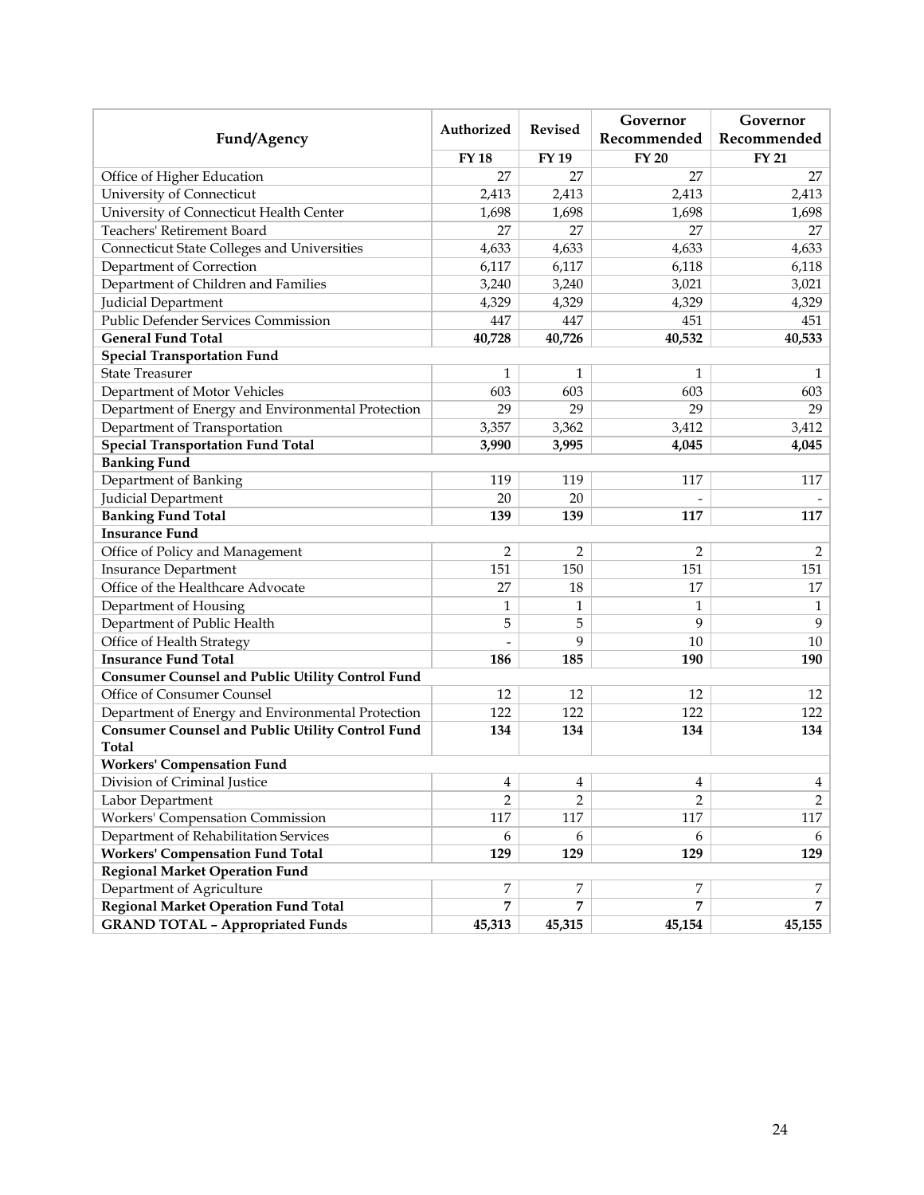| Fund/Agency | Authorized | Revised | Governor Recommended | Governor Recommended |
|---|---|---|---|---|
| | FY 18 | FY 19 | FY 20 | FY 21 |
| Office of Higher Education | 27 | 27 | 27 | 27 |
| University of Connecticut | 2,413 | 2,413 | 2,413 | 2,413 |
| University of Connecticut Health Center | 1,698 | 1,698 | 1,698 | 1,698 |
| Teachers' Retirement Board | 27 | 27 | 27 | 27 |
| Connecticut State Colleges and Universities | 4,633 | 4,633 | 4,633 | 4,633 |
| Department of Correction | 6,117 | 6,117 | 6,118 | 6,118 |
| Department of Children and Families | 3,240 | 3,240 | 3,021 | 3,021 |
| Judicial Department | 4,329 | 4,329 | 4,329 | 4,329 |
| Public Defender Services Commission | 447 | 447 | 451 | 451 |
| **General Fund Total** | **40,728** | **40,726** | **40,532** | **40,533** |
| **Special Transportation Fund** | | | | |
| State Treasurer | 1 | 1 | 1 | 1 |
| Department of Motor Vehicles | 603 | 603 | 603 | 603 |
| Department of Energy and Environmental Protection | 29 | 29 | 29 | 29 |
| Department of Transportation | 3,357 | 3,362 | 3,412 | 3,412 |
| **Special Transportation Fund Total** | **3,990** | **3,995** | **4,045** | **4,045** |
| **Banking Fund** | | | | |
| Department of Banking | 119 | 119 | 117 | 117 |
| Judicial Department | 20 | 20 | - | - |
| **Banking Fund Total** | **139** | **139** | **117** | **117** |
| **Insurance Fund** | | | | |
| Office of Policy and Management | 2 | 2 | 2 | 2 |
| Insurance Department | 151 | 150 | 151 | 151 |
| Office of the Healthcare Advocate | 27 | 18 | 17 | 17 |
| Department of Housing | 1 | 1 | 1 | 1 |
| Department of Public Health | 5 | 5 | 9 | 9 |
| Office of Health Strategy | - | 9 | 10 | 10 |
| **Insurance Fund Total** | **186** | **185** | **190** | **190** |
| **Consumer Counsel and Public Utility Control Fund** | | | | |
| Office of Consumer Counsel | 12 | 12 | 12 | 12 |
| Department of Energy and Environmental Protection | 122 | 122 | 122 | 122 |
| **Consumer Counsel and Public Utility Control Fund Total** | **134** | **134** | **134** | **134** |
| **Workers' Compensation Fund** | | | | |
| Division of Criminal Justice | 4 | 4 | 4 | 4 |
| Labor Department | 2 | 2 | 2 | 2 |
| Workers' Compensation Commission | 117 | 117 | 117 | 117 |
| Department of Rehabilitation Services | 6 | 6 | 6 | 6 |
| **Workers' Compensation Fund Total** | **129** | **129** | **129** | **129** |
| **Regional Market Operation Fund** | | | | |
| Department of Agriculture | 7 | 7 | 7 | 7 |
| **Regional Market Operation Fund Total** | **7** | **7** | **7** | **7** |
| **GRAND TOTAL – Appropriated Funds** | **45,313** | **45,315** | **45,154** | **45,155** |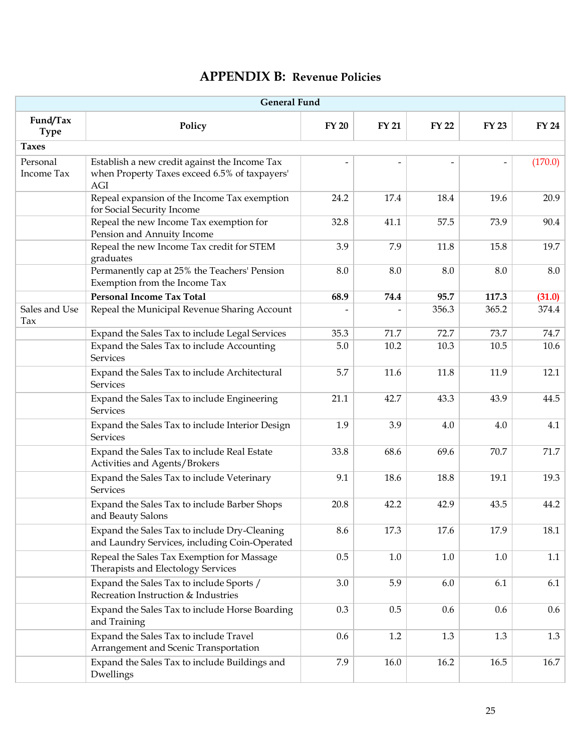# APPENDIX B: Revenue Policies

| General Fund | | | | | | |
|---|---|---|---|---|---|---|
| **Fund/Tax Type** | **Policy** | **FY 20** | **FY 21** | **FY 22** | **FY 23** | **FY 24** |
| **Taxes** | | | | | | |
| Personal Income Tax | Establish a new credit against the Income Tax when Property Taxes exceed 6.5% of taxpayers' AGI | - | - | - | - | (170.0) |
| | Repeal expansion of the Income Tax exemption for Social Security Income | 24.2 | 17.4 | 18.4 | 19.6 | 20.9 |
| | Repeal the new Income Tax exemption for Pension and Annuity Income | 32.8 | 41.1 | 57.5 | 73.9 | 90.4 |
| | Repeal the new Income Tax credit for STEM graduates | 3.9 | 7.9 | 11.8 | 15.8 | 19.7 |
| | Permanently cap at 25% the Teachers' Pension Exemption from the Income Tax | 8.0 | 8.0 | 8.0 | 8.0 | 8.0 |
| | **Personal Income Tax Total** | **68.9** | **74.4** | **95.7** | **117.3** | **(31.0)** |
| Sales and Use Tax | Repeal the Municipal Revenue Sharing Account | - | - | 356.3 | 365.2 | 374.4 |
| | Expand the Sales Tax to include Legal Services | 35.3 | 71.7 | 72.7 | 73.7 | 74.7 |
| | Expand the Sales Tax to include Accounting Services | 5.0 | 10.2 | 10.3 | 10.5 | 10.6 |
| | Expand the Sales Tax to include Architectural Services | 5.7 | 11.6 | 11.8 | 11.9 | 12.1 |
| | Expand the Sales Tax to include Engineering Services | 21.1 | 42.7 | 43.3 | 43.9 | 44.5 |
| | Expand the Sales Tax to include Interior Design Services | 1.9 | 3.9 | 4.0 | 4.0 | 4.1 |
| | Expand the Sales Tax to include Real Estate Activities and Agents/Brokers | 33.8 | 68.6 | 69.6 | 70.7 | 71.7 |
| | Expand the Sales Tax to include Veterinary Services | 9.1 | 18.6 | 18.8 | 19.1 | 19.3 |
| | Expand the Sales Tax to include Barber Shops and Beauty Salons | 20.8 | 42.2 | 42.9 | 43.5 | 44.2 |
| | Expand the Sales Tax to include Dry-Cleaning and Laundry Services, including Coin-Operated | 8.6 | 17.3 | 17.6 | 17.9 | 18.1 |
| | Repeal the Sales Tax Exemption for Massage Therapists and Electology Services | 0.5 | 1.0 | 1.0 | 1.0 | 1.1 |
| | Expand the Sales Tax to include Sports / Recreation Instruction & Industries | 3.0 | 5.9 | 6.0 | 6.1 | 6.1 |
| | Expand the Sales Tax to include Horse Boarding and Training | 0.3 | 0.5 | 0.6 | 0.6 | 0.6 |
| | Expand the Sales Tax to include Travel Arrangement and Scenic Transportation | 0.6 | 1.2 | 1.3 | 1.3 | 1.3 |
| | Expand the Sales Tax to include Buildings and Dwellings | 7.9 | 16.0 | 16.2 | 16.5 | 16.7 |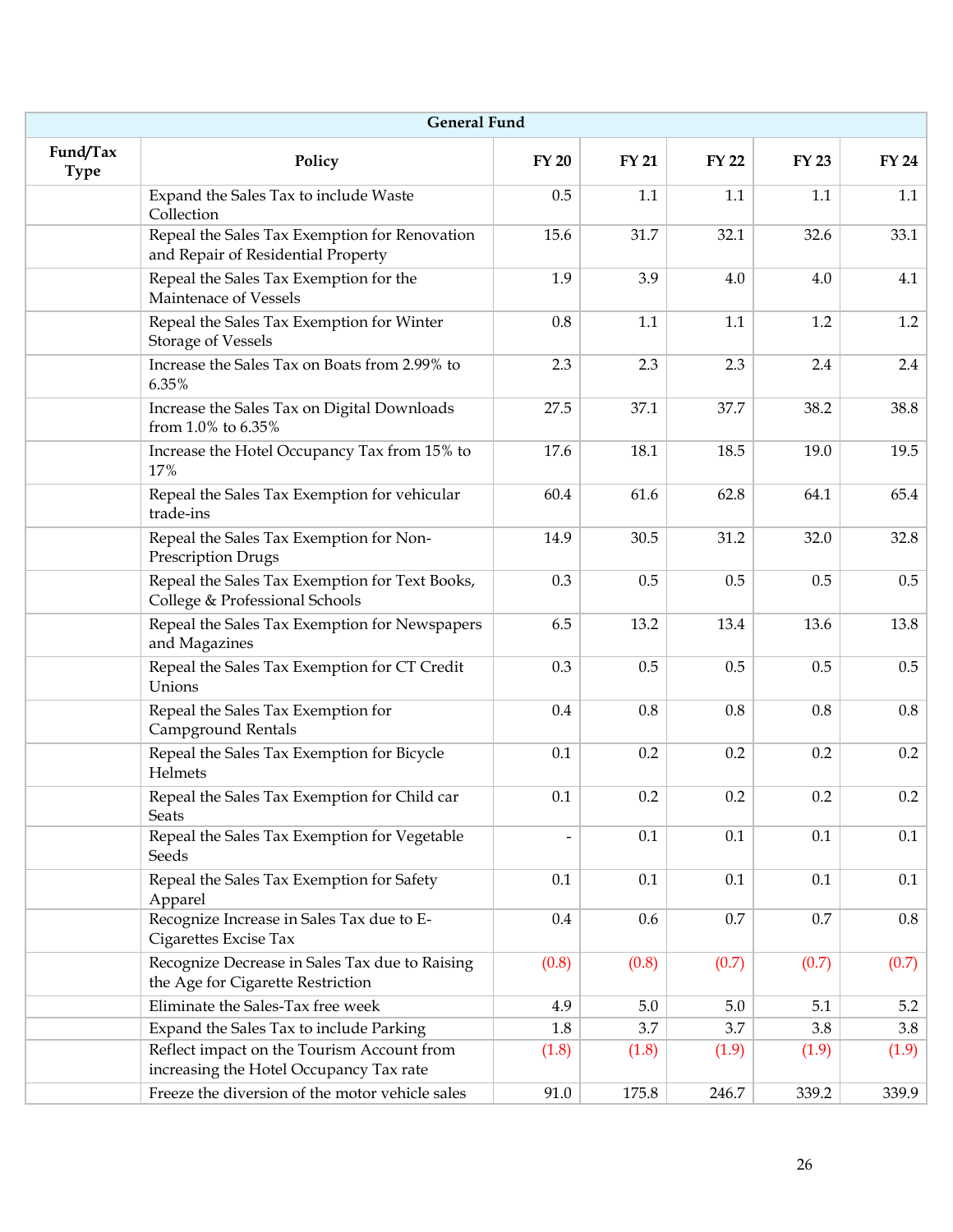| General Fund | | | | | | |
|---|---|---|---|---|---|---|
| Fund/Tax Type | Policy | FY 20 | FY 21 | FY 22 | FY 23 | FY 24 |
| | Expand the Sales Tax to include Waste Collection | 0.5 | 1.1 | 1.1 | 1.1 | 1.1 |
| | Repeal the Sales Tax Exemption for Renovation and Repair of Residential Property | 15.6 | 31.7 | 32.1 | 32.6 | 33.1 |
| | Repeal the Sales Tax Exemption for the Maintenace of Vessels | 1.9 | 3.9 | 4.0 | 4.0 | 4.1 |
| | Repeal the Sales Tax Exemption for Winter Storage of Vessels | 0.8 | 1.1 | 1.1 | 1.2 | 1.2 |
| | Increase the Sales Tax on Boats from 2.99% to 6.35% | 2.3 | 2.3 | 2.3 | 2.4 | 2.4 |
| | Increase the Sales Tax on Digital Downloads from 1.0% to 6.35% | 27.5 | 37.1 | 37.7 | 38.2 | 38.8 |
| | Increase the Hotel Occupancy Tax from 15% to 17% | 17.6 | 18.1 | 18.5 | 19.0 | 19.5 |
| | Repeal the Sales Tax Exemption for vehicular trade-ins | 60.4 | 61.6 | 62.8 | 64.1 | 65.4 |
| | Repeal the Sales Tax Exemption for Non-Prescription Drugs | 14.9 | 30.5 | 31.2 | 32.0 | 32.8 |
| | Repeal the Sales Tax Exemption for Text Books, College & Professional Schools | 0.3 | 0.5 | 0.5 | 0.5 | 0.5 |
| | Repeal the Sales Tax Exemption for Newspapers and Magazines | 6.5 | 13.2 | 13.4 | 13.6 | 13.8 |
| | Repeal the Sales Tax Exemption for CT Credit Unions | 0.3 | 0.5 | 0.5 | 0.5 | 0.5 |
| | Repeal the Sales Tax Exemption for Campground Rentals | 0.4 | 0.8 | 0.8 | 0.8 | 0.8 |
| | Repeal the Sales Tax Exemption for Bicycle Helmets | 0.1 | 0.2 | 0.2 | 0.2 | 0.2 |
| | Repeal the Sales Tax Exemption for Child car Seats | 0.1 | 0.2 | 0.2 | 0.2 | 0.2 |
| | Repeal the Sales Tax Exemption for Vegetable Seeds | - | 0.1 | 0.1 | 0.1 | 0.1 |
| | Repeal the Sales Tax Exemption for Safety Apparel | 0.1 | 0.1 | 0.1 | 0.1 | 0.1 |
| | Recognize Increase in Sales Tax due to E-Cigarettes Excise Tax | 0.4 | 0.6 | 0.7 | 0.7 | 0.8 |
| | Recognize Decrease in Sales Tax due to Raising the Age for Cigarette Restriction | (0.8) | (0.8) | (0.7) | (0.7) | (0.7) |
| | Eliminate the Sales-Tax free week | 4.9 | 5.0 | 5.0 | 5.1 | 5.2 |
| | Expand the Sales Tax to include Parking | 1.8 | 3.7 | 3.7 | 3.8 | 3.8 |
| | Reflect impact on the Tourism Account from increasing the Hotel Occupancy Tax rate | (1.8) | (1.8) | (1.9) | (1.9) | (1.9) |
| | Freeze the diversion of the motor vehicle sales | 91.0 | 175.8 | 246.7 | 339.2 | 339.9 |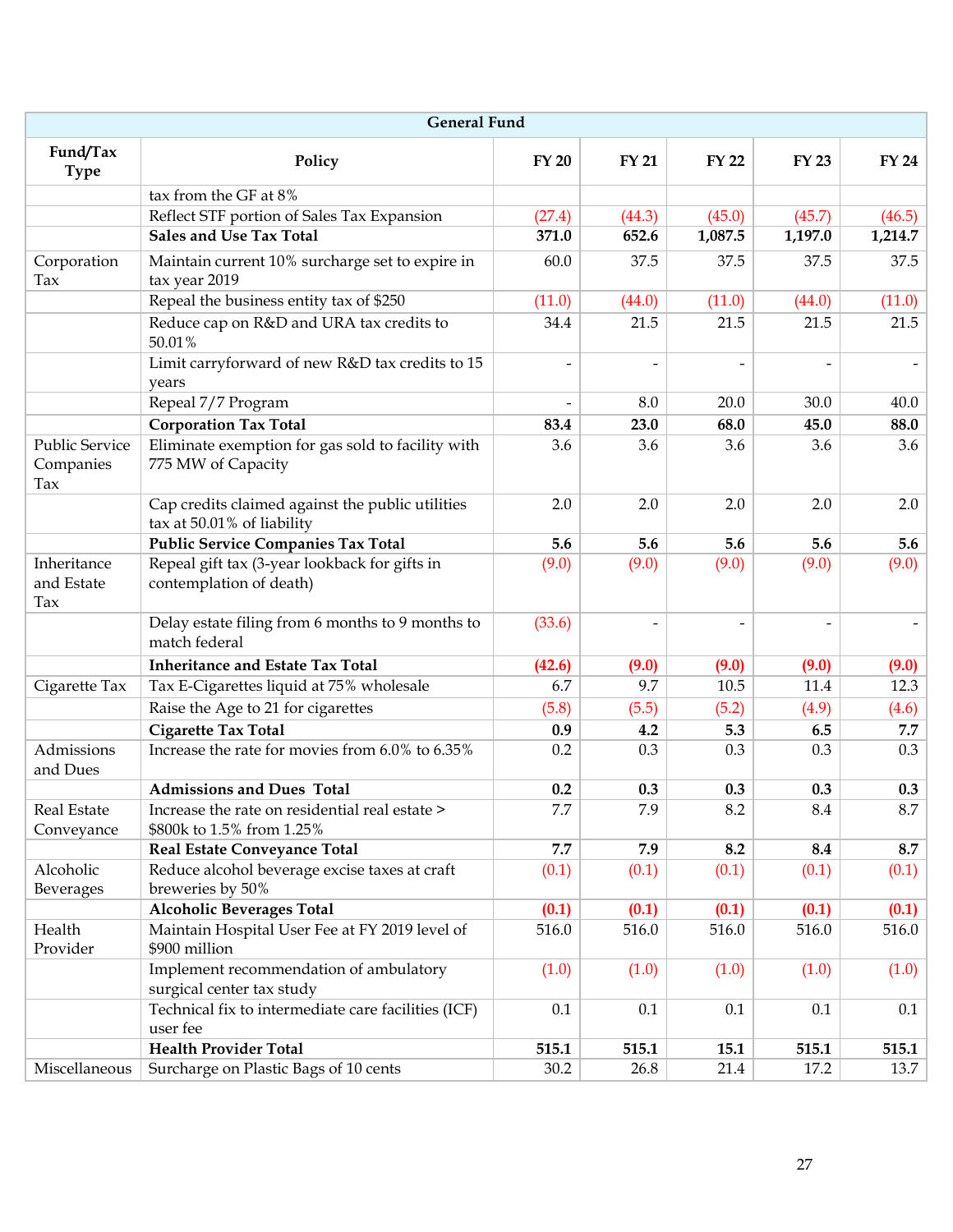| General Fund | | | | | | |
|---|---|---|---|---|---|---|
| **Fund/Tax Type** | **Policy** | **FY 20** | **FY 21** | **FY 22** | **FY 23** | **FY 24** |
| | tax from the GF at 8% | | | | | |
| | Reflect STF portion of Sales Tax Expansion | (27.4) | (44.3) | (45.0) | (45.7) | (46.5) |
| | **Sales and Use Tax Total** | **371.0** | **652.6** | **1,087.5** | **1,197.0** | **1,214.7** |
| Corporation Tax | Maintain current 10% surcharge set to expire in tax year 2019 | 60.0 | 37.5 | 37.5 | 37.5 | 37.5 |
| | Repeal the business entity tax of $250 | (11.0) | (44.0) | (11.0) | (44.0) | (11.0) |
| | Reduce cap on R&D and URA tax credits to 50.01% | 34.4 | 21.5 | 21.5 | 21.5 | 21.5 |
| | Limit carryforward of new R&D tax credits to 15 years | - | - | - | - | - |
| | Repeal 7/7 Program | - | 8.0 | 20.0 | 30.0 | 40.0 |
| | **Corporation Tax Total** | **83.4** | **23.0** | **68.0** | **45.0** | **88.0** |
| Public Service Companies Tax | Eliminate exemption for gas sold to facility with 775 MW of Capacity | 3.6 | 3.6 | 3.6 | 3.6 | 3.6 |
| | Cap credits claimed against the public utilities tax at 50.01% of liability | 2.0 | 2.0 | 2.0 | 2.0 | 2.0 |
| | **Public Service Companies Tax Total** | **5.6** | **5.6** | **5.6** | **5.6** | **5.6** |
| Inheritance and Estate Tax | Repeal gift tax (3-year lookback for gifts in contemplation of death) | (9.0) | (9.0) | (9.0) | (9.0) | (9.0) |
| | Delay estate filing from 6 months to 9 months to match federal | (33.6) | - | - | - | - |
| | **Inheritance and Estate Tax Total** | **(42.6)** | **(9.0)** | **(9.0)** | **(9.0)** | **(9.0)** |
| Cigarette Tax | Tax E-Cigarettes liquid at 75% wholesale | 6.7 | 9.7 | 10.5 | 11.4 | 12.3 |
| | Raise the Age to 21 for cigarettes | (5.8) | (5.5) | (5.2) | (4.9) | (4.6) |
| | **Cigarette Tax Total** | **0.9** | **4.2** | **5.3** | **6.5** | **7.7** |
| Admissions and Dues | Increase the rate for movies from 6.0% to 6.35% | 0.2 | 0.3 | 0.3 | 0.3 | 0.3 |
| | **Admissions and Dues Total** | **0.2** | **0.3** | **0.3** | **0.3** | **0.3** |
| Real Estate Conveyance | Increase the rate on residential real estate > $800k to 1.5% from 1.25% | 7.7 | 7.9 | 8.2 | 8.4 | 8.7 |
| | **Real Estate Conveyance Total** | **7.7** | **7.9** | **8.2** | **8.4** | **8.7** |
| Alcoholic Beverages | Reduce alcohol beverage excise taxes at craft breweries by 50% | (0.1) | (0.1) | (0.1) | (0.1) | (0.1) |
| | **Alcoholic Beverages Total** | **(0.1)** | **(0.1)** | **(0.1)** | **(0.1)** | **(0.1)** |
| Health Provider | Maintain Hospital User Fee at FY 2019 level of $900 million | 516.0 | 516.0 | 516.0 | 516.0 | 516.0 |
| | Implement recommendation of ambulatory surgical center tax study | (1.0) | (1.0) | (1.0) | (1.0) | (1.0) |
| | Technical fix to intermediate care facilities (ICF) user fee | 0.1 | 0.1 | 0.1 | 0.1 | 0.1 |
| | **Health Provider Total** | **515.1** | **515.1** | **15.1** | **515.1** | **515.1** |
| Miscellaneous | Surcharge on Plastic Bags of 10 cents | 30.2 | 26.8 | 21.4 | 17.2 | 13.7 |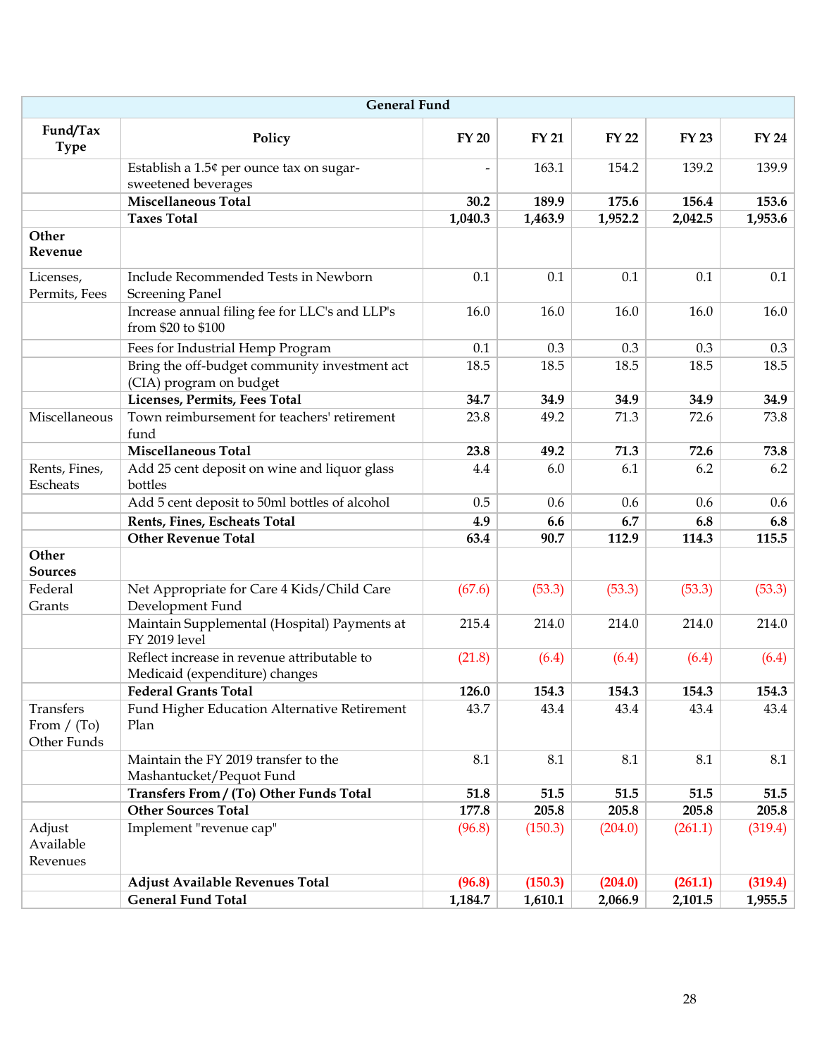| General Fund | | | | | | |
|---|---|---|---|---|---|---|
| **Fund/Tax Type** | **Policy** | **FY 20** | **FY 21** | **FY 22** | **FY 23** | **FY 24** |
| | Establish a 1.5¢ per ounce tax on sugar-sweetened beverages | - | 163.1 | 154.2 | 139.2 | 139.9 |
| | **Miscellaneous Total** | **30.2** | **189.9** | **175.6** | **156.4** | **153.6** |
| | **Taxes Total** | **1,040.3** | **1,463.9** | **1,952.2** | **2,042.5** | **1,953.6** |
| **Other Revenue** | | | | | | |
| Licenses, Permits, Fees | Include Recommended Tests in Newborn Screening Panel | 0.1 | 0.1 | 0.1 | 0.1 | 0.1 |
| | Increase annual filing fee for LLC's and LLP's from $20 to $100 | 16.0 | 16.0 | 16.0 | 16.0 | 16.0 |
| | Fees for Industrial Hemp Program | 0.1 | 0.3 | 0.3 | 0.3 | 0.3 |
| | Bring the off-budget community investment act (CIA) program on budget | 18.5 | 18.5 | 18.5 | 18.5 | 18.5 |
| | **Licenses, Permits, Fees Total** | **34.7** | **34.9** | **34.9** | **34.9** | **34.9** |
| Miscellaneous | Town reimbursement for teachers' retirement fund | 23.8 | 49.2 | 71.3 | 72.6 | 73.8 |
| | **Miscellaneous Total** | **23.8** | **49.2** | **71.3** | **72.6** | **73.8** |
| Rents, Fines, Escheats | Add 25 cent deposit on wine and liquor glass bottles | 4.4 | 6.0 | 6.1 | 6.2 | 6.2 |
| | Add 5 cent deposit to 50ml bottles of alcohol | 0.5 | 0.6 | 0.6 | 0.6 | 0.6 |
| | **Rents, Fines, Escheats Total** | **4.9** | **6.6** | **6.7** | **6.8** | **6.8** |
| | **Other Revenue Total** | **63.4** | **90.7** | **112.9** | **114.3** | **115.5** |
| **Other Sources** | | | | | | |
| Federal Grants | Net Appropriate for Care 4 Kids/Child Care Development Fund | (67.6) | (53.3) | (53.3) | (53.3) | (53.3) |
| | Maintain Supplemental (Hospital) Payments at FY 2019 level | 215.4 | 214.0 | 214.0 | 214.0 | 214.0 |
| | Reflect increase in revenue attributable to Medicaid (expenditure) changes | (21.8) | (6.4) | (6.4) | (6.4) | (6.4) |
| | **Federal Grants Total** | **126.0** | **154.3** | **154.3** | **154.3** | **154.3** |
| Transfers From / (To) Other Funds | Fund Higher Education Alternative Retirement Plan | 43.7 | 43.4 | 43.4 | 43.4 | 43.4 |
| | Maintain the FY 2019 transfer to the Mashantucket/Pequot Fund | 8.1 | 8.1 | 8.1 | 8.1 | 8.1 |
| | **Transfers From / (To) Other Funds Total** | **51.8** | **51.5** | **51.5** | **51.5** | **51.5** |
| | **Other Sources Total** | **177.8** | **205.8** | **205.8** | **205.8** | **205.8** |
| Adjust Available Revenues | Implement "revenue cap" | (96.8) | (150.3) | (204.0) | (261.1) | (319.4) |
| | **Adjust Available Revenues Total** | **(96.8)** | **(150.3)** | **(204.0)** | **(261.1)** | **(319.4)** |
| | **General Fund Total** | **1,184.7** | **1,610.1** | **2,066.9** | **2,101.5** | **1,955.5** |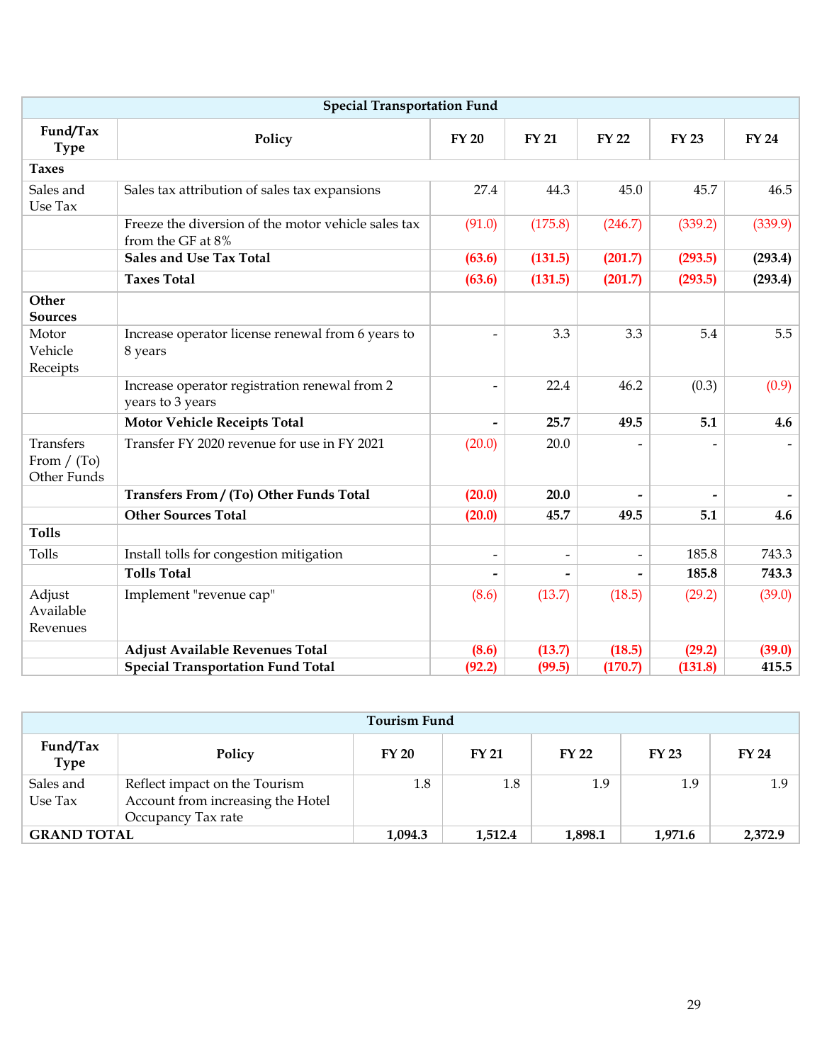| Special Transportation Fund | | | | | | |
|---|---|---|---|---|---|---|
| **Fund/Tax Type** | **Policy** | **FY 20** | **FY 21** | **FY 22** | **FY 23** | **FY 24** |
| **Taxes** | | | | | | |
| Sales and Use Tax | Sales tax attribution of sales tax expansions | 27.4 | 44.3 | 45.0 | 45.7 | 46.5 |
| | Freeze the diversion of the motor vehicle sales tax from the GF at 8% | (91.0) | (175.8) | (246.7) | (339.2) | (339.9) |
| | **Sales and Use Tax Total** | **(63.6)** | **(131.5)** | **(201.7)** | **(293.5)** | **(293.4)** |
| | **Taxes Total** | **(63.6)** | **(131.5)** | **(201.7)** | **(293.5)** | **(293.4)** |
| **Other Sources** | | | | | | |
| Motor Vehicle Receipts | Increase operator license renewal from 6 years to 8 years | - | 3.3 | 3.3 | 5.4 | 5.5 |
| | Increase operator registration renewal from 2 years to 3 years | - | 22.4 | 46.2 | (0.3) | (0.9) |
| | **Motor Vehicle Receipts Total** | **-** | **25.7** | **49.5** | **5.1** | **4.6** |
| Transfers From / (To) Other Funds | Transfer FY 2020 revenue for use in FY 2021 | (20.0) | 20.0 | - | - | - |
| | **Transfers From / (To) Other Funds Total** | **(20.0)** | **20.0** | **-** | **-** | **-** |
| | **Other Sources Total** | **(20.0)** | **45.7** | **49.5** | **5.1** | **4.6** |
| **Tolls** | | | | | | |
| Tolls | Install tolls for congestion mitigation | - | - | - | 185.8 | 743.3 |
| | **Tolls Total** | **-** | **-** | **-** | **185.8** | **743.3** |
| Adjust Available Revenues | Implement "revenue cap" | (8.6) | (13.7) | (18.5) | (29.2) | (39.0) |
| | **Adjust Available Revenues Total** | **(8.6)** | **(13.7)** | **(18.5)** | **(29.2)** | **(39.0)** |
| | **Special Transportation Fund Total** | **(92.2)** | **(99.5)** | **(170.7)** | **(131.8)** | **415.5** |

| Tourism Fund | | | | | | |
|---|---|---|---|---|---|---|
| **Fund/Tax Type** | **Policy** | **FY 20** | **FY 21** | **FY 22** | **FY 23** | **FY 24** |
| Sales and Use Tax | Reflect impact on the Tourism Account from increasing the Hotel Occupancy Tax rate | 1.8 | 1.8 | 1.9 | 1.9 | 1.9 |
| **GRAND TOTAL** | | **1,094.3** | **1,512.4** | **1,898.1** | **1,971.6** | **2,372.9** |